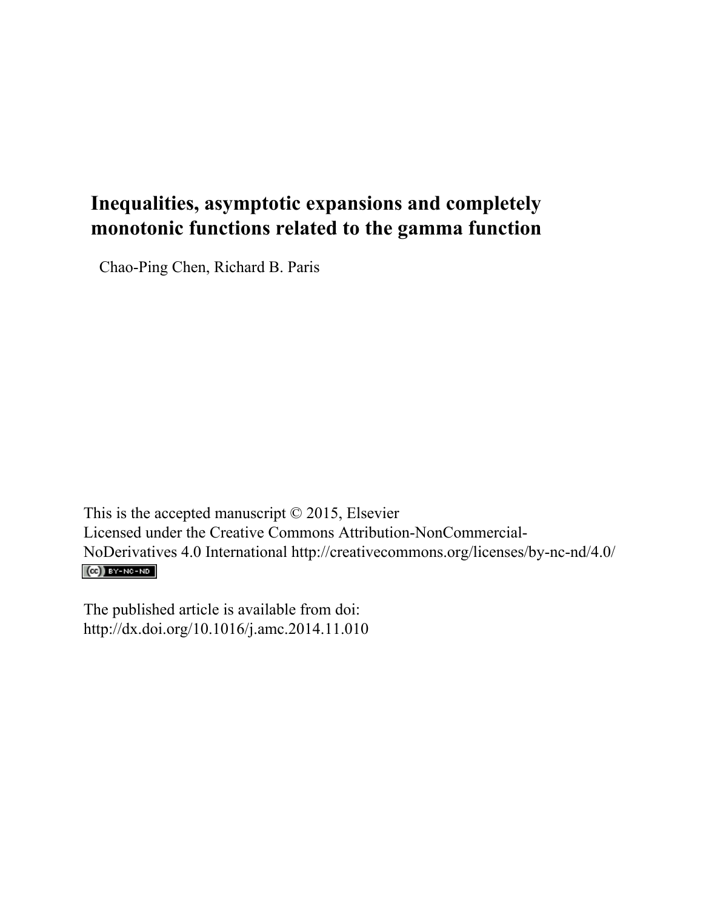# Inequalities, asymptotic expansions and completely monotonic functions related to the gamma function

Chao-Ping Chen, Richard B. Paris

This is the accepted manuscript © 2015, Elsevier
Licensed under the Creative Commons Attribution-NonCommercial-NoDerivatives 4.0 International http://creativecommons.org/licenses/by-nc-nd/4.0/

The published article is available from doi:
http://dx.doi.org/10.1016/j.amc.2014.11.010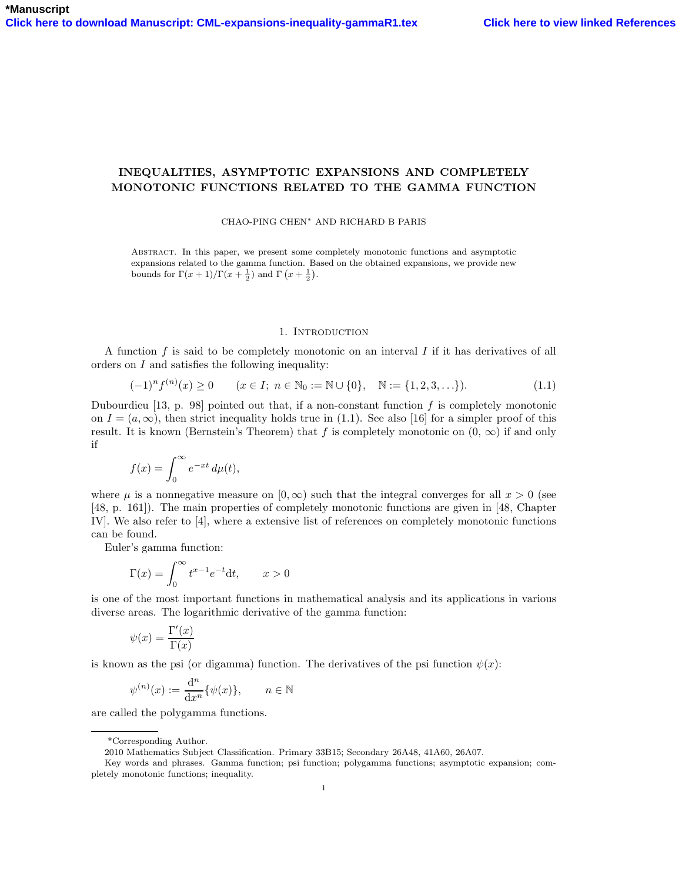*Manuscript
Click here to download Manuscript: CML-expansions-inequality-gammaR1.tex

Click here to view linked References

# INEQUALITIES, ASYMPTOTIC EXPANSIONS AND COMPLETELY MONOTONIC FUNCTIONS RELATED TO THE GAMMA FUNCTION

CHAO-PING CHEN* AND RICHARD B PARIS

Abstract. In this paper, we present some completely monotonic functions and asymptotic expansions related to the gamma function. Based on the obtained expansions, we provide new bounds for $\Gamma(x+1)/\Gamma(x+\frac{1}{2})$ and $\Gamma\left(x+\frac{1}{2}\right)$.

## 1. Introduction

A function $f$ is said to be completely monotonic on an interval $I$ if it has derivatives of all orders on $I$ and satisfies the following inequality:

$$(-1)^n f^{(n)}(x) \geq 0 \qquad (x \in I;\ n \in \mathbb{N}_0 := \mathbb{N} \cup \{0\}, \quad \mathbb{N} := \{1, 2, 3, \ldots\}). \tag{1.1}$$

Dubourdieu [13, p. 98] pointed out that, if a non-constant function $f$ is completely monotonic on $I = (a, \infty)$, then strict inequality holds true in (1.1). See also [16] for a simpler proof of this result. It is known (Bernstein's Theorem) that $f$ is completely monotonic on $(0, \infty)$ if and only if

$$f(x) = \int_0^\infty e^{-xt}\, d\mu(t),$$

where $\mu$ is a nonnegative measure on $[0, \infty)$ such that the integral converges for all $x > 0$ (see [48, p. 161]). The main properties of completely monotonic functions are given in [48, Chapter IV]. We also refer to [4], where a extensive list of references on completely monotonic functions can be found.

Euler's gamma function:

$$\Gamma(x) = \int_0^\infty t^{x-1} e^{-t} \mathrm{d}t, \qquad x > 0$$

is one of the most important functions in mathematical analysis and its applications in various diverse areas. The logarithmic derivative of the gamma function:

$$\psi(x) = \frac{\Gamma'(x)}{\Gamma(x)}$$

is known as the psi (or digamma) function. The derivatives of the psi function $\psi(x)$:

$$\psi^{(n)}(x) := \frac{\mathrm{d}^n}{\mathrm{d}x^n}\{\psi(x)\}, \qquad n \in \mathbb{N}$$

are called the polygamma functions.

*Corresponding Author.

2010 Mathematics Subject Classification. Primary 33B15; Secondary 26A48, 41A60, 26A07.

Key words and phrases. Gamma function; psi function; polygamma functions; asymptotic expansion; completely monotonic functions; inequality.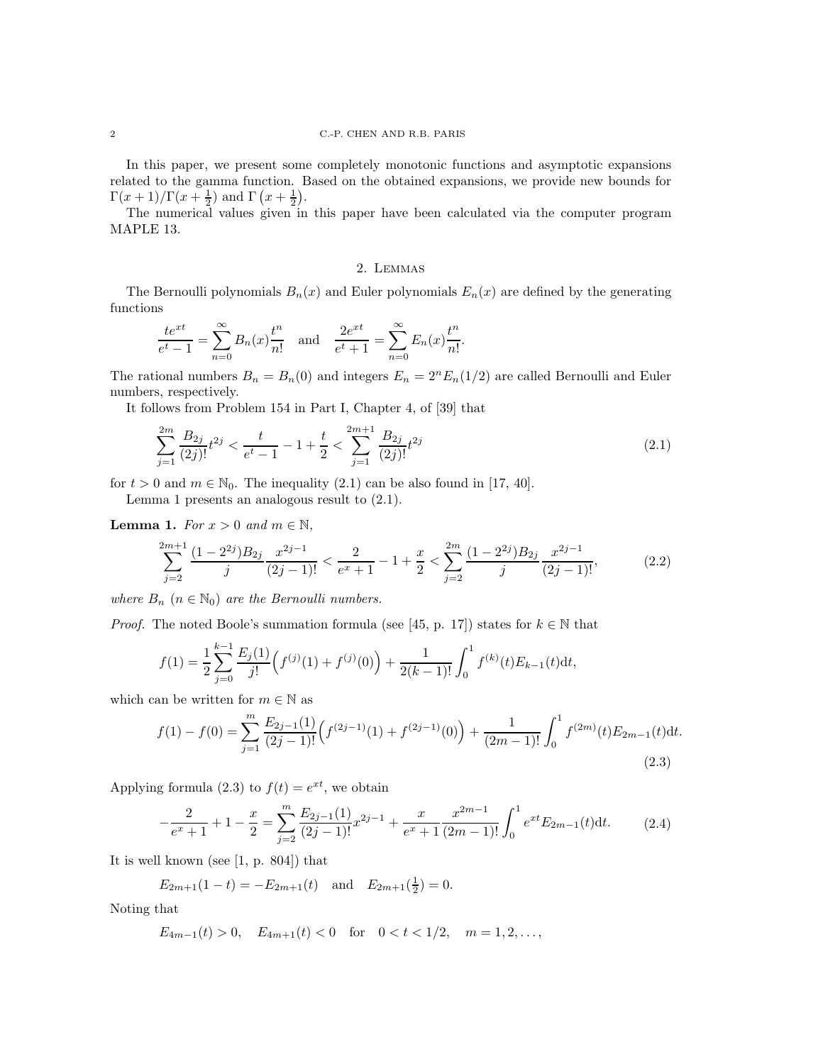In this paper, we present some completely monotonic functions and asymptotic expansions related to the gamma function. Based on the obtained expansions, we provide new bounds for $\Gamma(x+1)/\Gamma(x+\frac{1}{2})$ and $\Gamma\left(x+\frac{1}{2}\right)$.

The numerical values given in this paper have been calculated via the computer program MAPLE 13.

## 2. Lemmas

The Bernoulli polynomials $B_n(x)$ and Euler polynomials $E_n(x)$ are defined by the generating functions

$$\frac{te^{xt}}{e^t-1}=\sum_{n=0}^{\infty}B_n(x)\frac{t^n}{n!}\quad\text{and}\quad\frac{2e^{xt}}{e^t+1}=\sum_{n=0}^{\infty}E_n(x)\frac{t^n}{n!}.$$

The rational numbers $B_n=B_n(0)$ and integers $E_n=2^nE_n(1/2)$ are called Bernoulli and Euler numbers, respectively.

It follows from Problem 154 in Part I, Chapter 4, of [39] that

$$\sum_{j=1}^{2m}\frac{B_{2j}}{(2j)!}t^{2j}<\frac{t}{e^t-1}-1+\frac{t}{2}<\sum_{j=1}^{2m+1}\frac{B_{2j}}{(2j)!}t^{2j}\tag{2.1}$$

for $t>0$ and $m\in\mathbb{N}_0$. The inequality (2.1) can be also found in [17, 40].

Lemma 1 presents an analogous result to (2.1).

**Lemma 1.** *For $x>0$ and $m\in\mathbb{N}$,*

$$\sum_{j=2}^{2m+1}\frac{(1-2^{2j})B_{2j}}{j}\frac{x^{2j-1}}{(2j-1)!}<\frac{2}{e^x+1}-1+\frac{x}{2}<\sum_{j=2}^{2m}\frac{(1-2^{2j})B_{2j}}{j}\frac{x^{2j-1}}{(2j-1)!},\tag{2.2}$$

*where $B_n$ ($n\in\mathbb{N}_0$) are the Bernoulli numbers.*

*Proof.* The noted Boole's summation formula (see [45, p. 17]) states for $k\in\mathbb{N}$ that

$$f(1)=\frac{1}{2}\sum_{j=0}^{k-1}\frac{E_j(1)}{j!}\Big(f^{(j)}(1)+f^{(j)}(0)\Big)+\frac{1}{2(k-1)!}\int_0^1 f^{(k)}(t)E_{k-1}(t)\mathrm{d}t,$$

which can be written for $m\in\mathbb{N}$ as

$$f(1)-f(0)=\sum_{j=1}^{m}\frac{E_{2j-1}(1)}{(2j-1)!}\Big(f^{(2j-1)}(1)+f^{(2j-1)}(0)\Big)+\frac{1}{(2m-1)!}\int_0^1 f^{(2m)}(t)E_{2m-1}(t)\mathrm{d}t.\tag{2.3}$$

Applying formula (2.3) to $f(t)=e^{xt}$, we obtain

$$-\frac{2}{e^x+1}+1-\frac{x}{2}=\sum_{j=2}^{m}\frac{E_{2j-1}(1)}{(2j-1)!}x^{2j-1}+\frac{x}{e^x+1}\frac{x^{2m-1}}{(2m-1)!}\int_0^1 e^{xt}E_{2m-1}(t)\mathrm{d}t.\tag{2.4}$$

It is well known (see [1, p. 804]) that

$$E_{2m+1}(1-t)=-E_{2m+1}(t)\quad\text{and}\quad E_{2m+1}(\tfrac{1}{2})=0.$$

Noting that

$$E_{4m-1}(t)>0,\quad E_{4m+1}(t)<0\quad\text{for}\quad 0<t<1/2,\quad m=1,2,\ldots,$$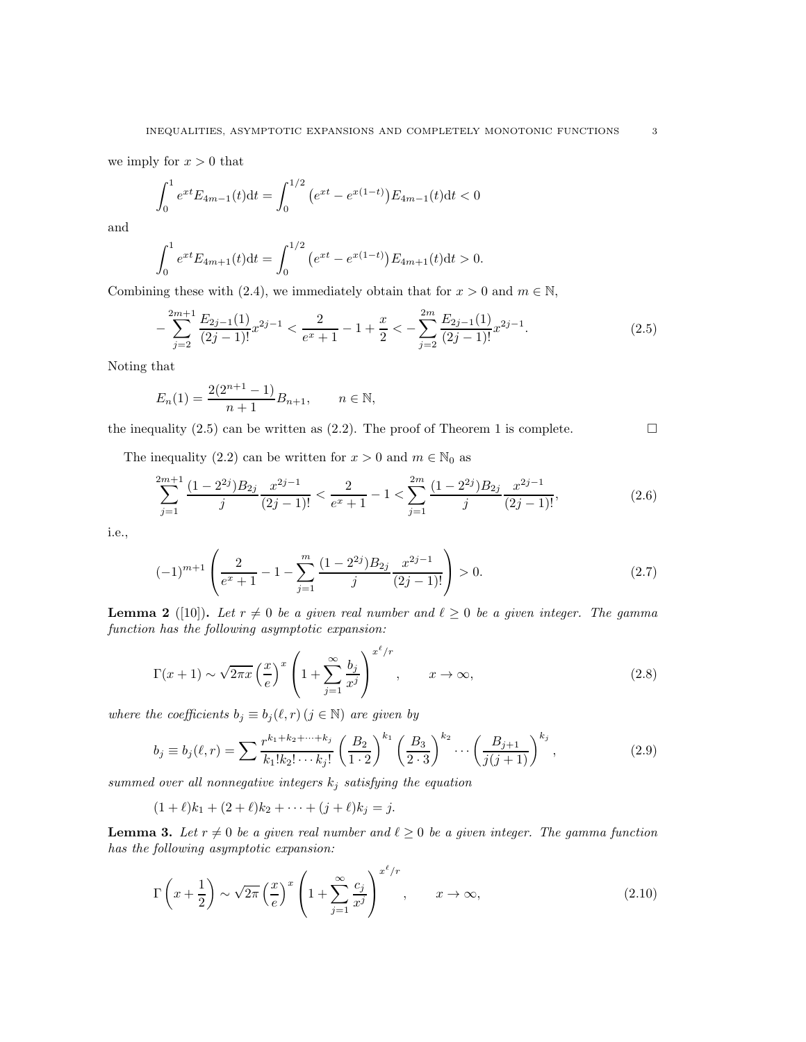we imply for $x > 0$ that

$$\int_0^1 e^{xt} E_{4m-1}(t) \mathrm{d}t = \int_0^{1/2} \left(e^{xt} - e^{x(1-t)}\right) E_{4m-1}(t) \mathrm{d}t < 0$$

and

$$\int_0^1 e^{xt} E_{4m+1}(t) \mathrm{d}t = \int_0^{1/2} \left(e^{xt} - e^{x(1-t)}\right) E_{4m+1}(t) \mathrm{d}t > 0.$$

Combining these with (2.4), we immediately obtain that for $x > 0$ and $m \in \mathbb{N}$,

$$-\sum_{j=2}^{2m+1} \frac{E_{2j-1}(1)}{(2j-1)!} x^{2j-1} < \frac{2}{e^x + 1} - 1 + \frac{x}{2} < -\sum_{j=2}^{2m} \frac{E_{2j-1}(1)}{(2j-1)!} x^{2j-1}. \tag{2.5}$$

Noting that

$$E_n(1) = \frac{2(2^{n+1} - 1)}{n+1} B_{n+1}, \qquad n \in \mathbb{N},$$

the inequality (2.5) can be written as (2.2). The proof of Theorem 1 is complete. $\square$

The inequality (2.2) can be written for $x > 0$ and $m \in \mathbb{N}_0$ as

$$\sum_{j=1}^{2m+1} \frac{(1-2^{2j})B_{2j}}{j} \frac{x^{2j-1}}{(2j-1)!} < \frac{2}{e^x + 1} - 1 < \sum_{j=1}^{2m} \frac{(1-2^{2j})B_{2j}}{j} \frac{x^{2j-1}}{(2j-1)!}, \tag{2.6}$$

i.e.,

$$(-1)^{m+1} \left( \frac{2}{e^x + 1} - 1 - \sum_{j=1}^{m} \frac{(1-2^{2j})B_{2j}}{j} \frac{x^{2j-1}}{(2j-1)!} \right) > 0. \tag{2.7}$$

**Lemma 2** ([10])**.** *Let $r \neq 0$ be a given real number and $\ell \geq 0$ be a given integer. The gamma function has the following asymptotic expansion:*

$$\Gamma(x+1) \sim \sqrt{2\pi x} \left(\frac{x}{e}\right)^x \left(1 + \sum_{j=1}^{\infty} \frac{b_j}{x^j}\right)^{x^\ell / r}, \qquad x \to \infty, \tag{2.8}$$

*where the coefficients $b_j \equiv b_j(\ell, r)$ $(j \in \mathbb{N})$ are given by*

$$b_j \equiv b_j(\ell, r) = \sum \frac{r^{k_1 + k_2 + \cdots + k_j}}{k_1! k_2! \cdots k_j!} \left(\frac{B_2}{1 \cdot 2}\right)^{k_1} \left(\frac{B_3}{2 \cdot 3}\right)^{k_2} \cdots \left(\frac{B_{j+1}}{j(j+1)}\right)^{k_j}, \tag{2.9}$$

*summed over all nonnegative integers $k_j$ satisfying the equation*

$$(1+\ell)k_1 + (2+\ell)k_2 + \cdots + (j+\ell)k_j = j.$$

**Lemma 3.** *Let $r \neq 0$ be a given real number and $\ell \geq 0$ be a given integer. The gamma function has the following asymptotic expansion:*

$$\Gamma\left(x + \frac{1}{2}\right) \sim \sqrt{2\pi} \left(\frac{x}{e}\right)^x \left(1 + \sum_{j=1}^{\infty} \frac{c_j}{x^j}\right)^{x^\ell / r}, \qquad x \to \infty, \tag{2.10}$$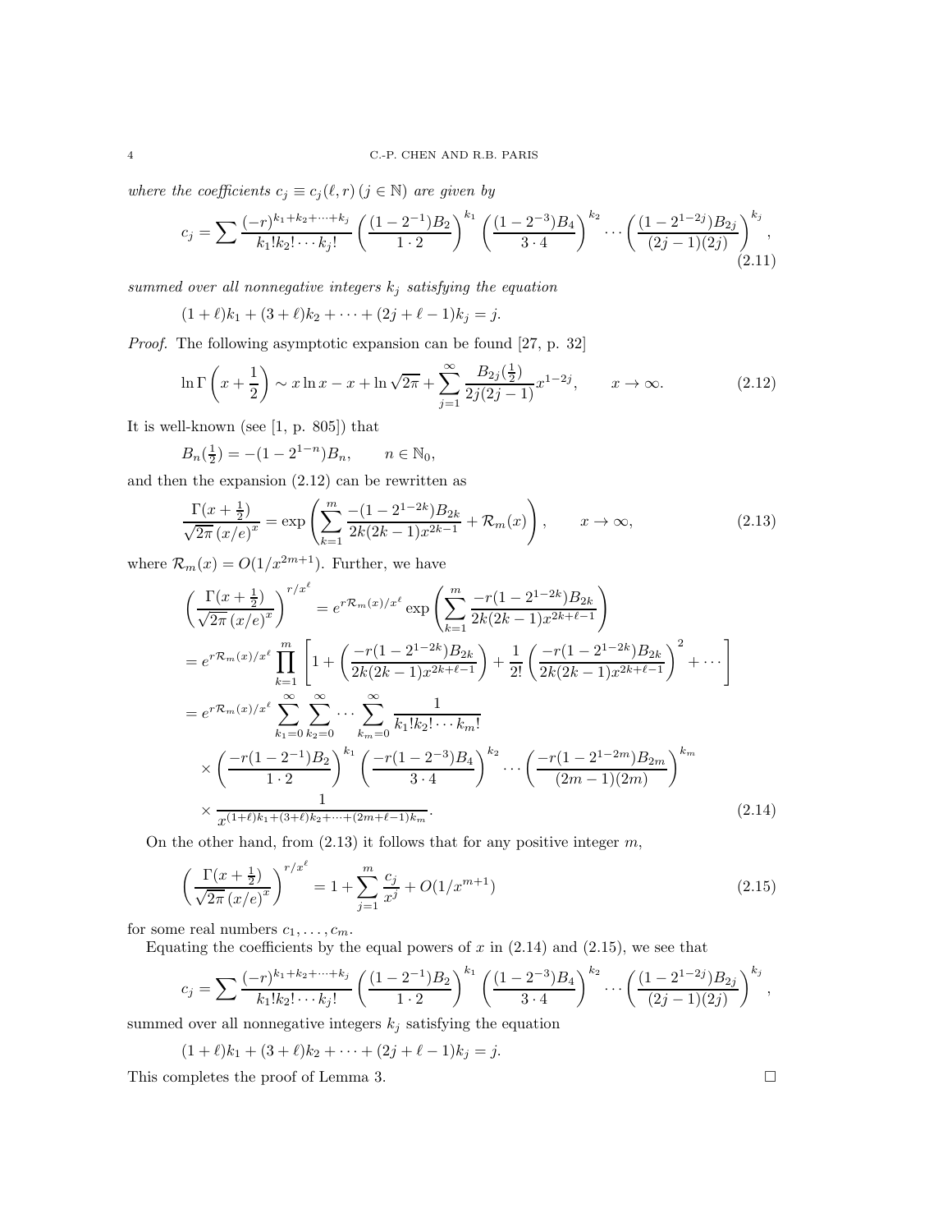*where the coefficients* $c_j \equiv c_j(\ell, r)\,(j \in \mathbb{N})$ *are given by*

$$c_j = \sum \frac{(-r)^{k_1+k_2+\cdots+k_j}}{k_1!k_2!\cdots k_j!}\left(\frac{(1-2^{-1})B_2}{1\cdot 2}\right)^{k_1}\left(\frac{(1-2^{-3})B_4}{3\cdot 4}\right)^{k_2}\cdots\left(\frac{(1-2^{1-2j})B_{2j}}{(2j-1)(2j)}\right)^{k_j}, \tag{2.11}$$

*summed over all nonnegative integers* $k_j$ *satisfying the equation*

$$(1+\ell)k_1 + (3+\ell)k_2 + \cdots + (2j+\ell-1)k_j = j.$$

*Proof.* The following asymptotic expansion can be found [27, p. 32]

$$\ln\Gamma\left(x+\frac{1}{2}\right) \sim x\ln x - x + \ln\sqrt{2\pi} + \sum_{j=1}^{\infty}\frac{B_{2j}(\frac{1}{2})}{2j(2j-1)}x^{1-2j}, \qquad x\to\infty. \tag{2.12}$$

It is well-known (see [1, p. 805]) that

$$B_n(\tfrac{1}{2}) = -(1-2^{1-n})B_n, \qquad n\in\mathbb{N}_0,$$

and then the expansion (2.12) can be rewritten as

$$\frac{\Gamma(x+\frac{1}{2})}{\sqrt{2\pi}\,(x/e)^x} = \exp\left(\sum_{k=1}^{m}\frac{-(1-2^{1-2k})B_{2k}}{2k(2k-1)x^{2k-1}} + \mathcal{R}_m(x)\right), \qquad x\to\infty, \tag{2.13}$$

where $\mathcal{R}_m(x) = O(1/x^{2m+1})$. Further, we have

$$\begin{aligned}
&\left(\frac{\Gamma(x+\frac{1}{2})}{\sqrt{2\pi}\,(x/e)^x}\right)^{r/x^\ell} = e^{r\mathcal{R}_m(x)/x^\ell}\exp\left(\sum_{k=1}^{m}\frac{-r(1-2^{1-2k})B_{2k}}{2k(2k-1)x^{2k+\ell-1}}\right)\\
&= e^{r\mathcal{R}_m(x)/x^\ell}\prod_{k=1}^{m}\left[1+\left(\frac{-r(1-2^{1-2k})B_{2k}}{2k(2k-1)x^{2k+\ell-1}}\right)+\frac{1}{2!}\left(\frac{-r(1-2^{1-2k})B_{2k}}{2k(2k-1)x^{2k+\ell-1}}\right)^2+\cdots\right]\\
&= e^{r\mathcal{R}_m(x)/x^\ell}\sum_{k_1=0}^{\infty}\sum_{k_2=0}^{\infty}\cdots\sum_{k_m=0}^{\infty}\frac{1}{k_1!k_2!\cdots k_m!}\\
&\quad\times\left(\frac{-r(1-2^{-1})B_2}{1\cdot 2}\right)^{k_1}\left(\frac{-r(1-2^{-3})B_4}{3\cdot 4}\right)^{k_2}\cdots\left(\frac{-r(1-2^{1-2m})B_{2m}}{(2m-1)(2m)}\right)^{k_m}\\
&\quad\times\frac{1}{x^{(1+\ell)k_1+(3+\ell)k_2+\cdots+(2m+\ell-1)k_m}}.
\end{aligned} \tag{2.14}$$

On the other hand, from (2.13) it follows that for any positive integer $m$,

$$\left(\frac{\Gamma(x+\frac{1}{2})}{\sqrt{2\pi}\,(x/e)^x}\right)^{r/x^\ell} = 1 + \sum_{j=1}^{m}\frac{c_j}{x^j} + O(1/x^{m+1}) \tag{2.15}$$

for some real numbers $c_1, \ldots, c_m$.

Equating the coefficients by the equal powers of $x$ in (2.14) and (2.15), we see that

$$c_j = \sum \frac{(-r)^{k_1+k_2+\cdots+k_j}}{k_1!k_2!\cdots k_j!}\left(\frac{(1-2^{-1})B_2}{1\cdot 2}\right)^{k_1}\left(\frac{(1-2^{-3})B_4}{3\cdot 4}\right)^{k_2}\cdots\left(\frac{(1-2^{1-2j})B_{2j}}{(2j-1)(2j)}\right)^{k_j},$$

summed over all nonnegative integers $k_j$ satisfying the equation

$$(1+\ell)k_1 + (3+\ell)k_2 + \cdots + (2j+\ell-1)k_j = j.$$

This completes the proof of Lemma 3. $\square$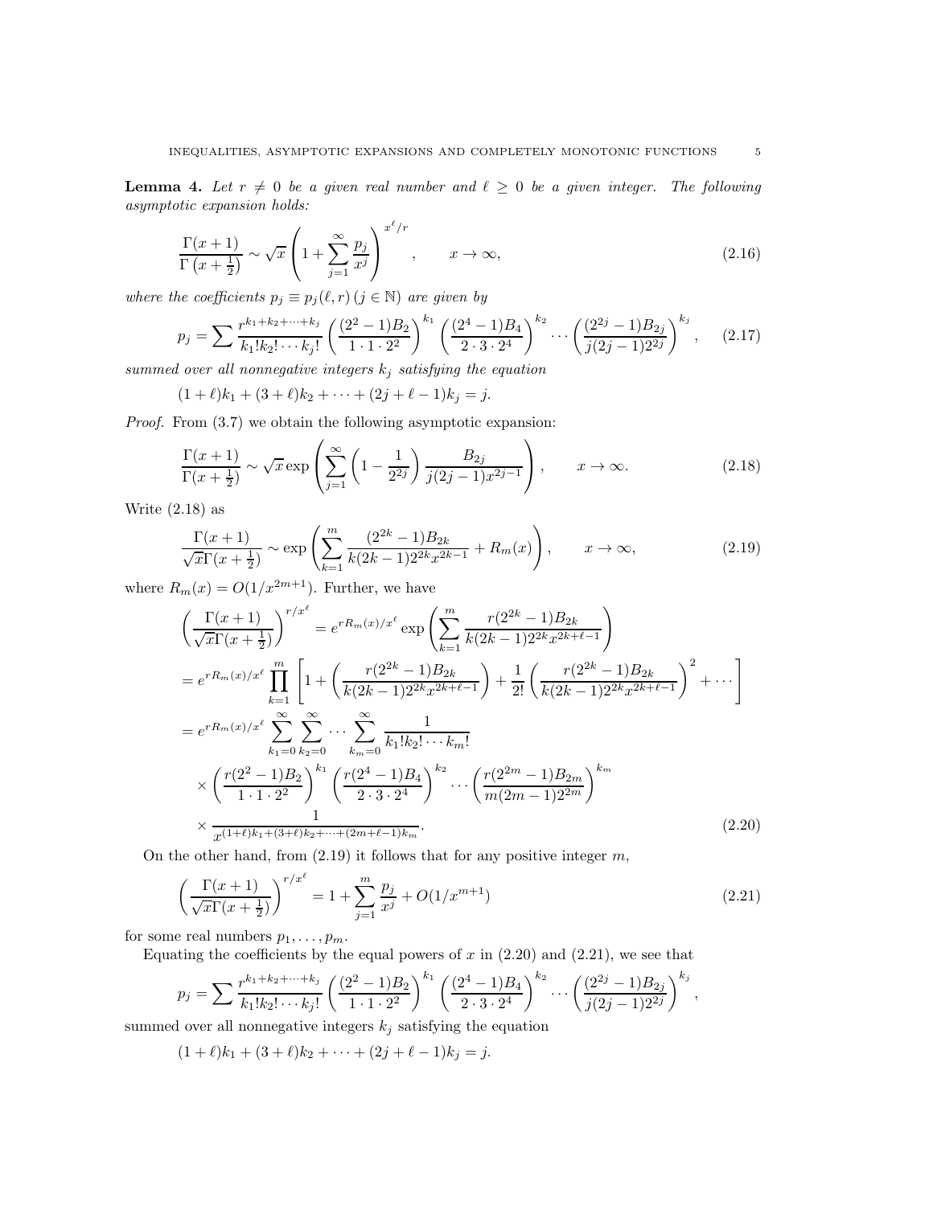**Lemma 4.** *Let $r \neq 0$ be a given real number and $\ell \geq 0$ be a given integer. The following asymptotic expansion holds:*

$$\frac{\Gamma(x+1)}{\Gamma\left(x+\frac{1}{2}\right)} \sim \sqrt{x}\left(1+\sum_{j=1}^{\infty}\frac{p_j}{x^j}\right)^{x^\ell/r}, \qquad x\to\infty, \tag{2.16}$$

*where the coefficients $p_j \equiv p_j(\ell, r)\,(j\in\mathbb{N})$ are given by*

$$p_j = \sum \frac{r^{k_1+k_2+\cdots+k_j}}{k_1!k_2!\cdots k_j!}\left(\frac{(2^2-1)B_2}{1\cdot 1\cdot 2^2}\right)^{k_1}\left(\frac{(2^4-1)B_4}{2\cdot 3\cdot 2^4}\right)^{k_2}\cdots\left(\frac{(2^{2j}-1)B_{2j}}{j(2j-1)2^{2j}}\right)^{k_j}, \tag{2.17}$$

*summed over all nonnegative integers $k_j$ satisfying the equation*

$$(1+\ell)k_1+(3+\ell)k_2+\cdots+(2j+\ell-1)k_j = j.$$

*Proof.* From (3.7) we obtain the following asymptotic expansion:

$$\frac{\Gamma(x+1)}{\Gamma(x+\frac{1}{2})} \sim \sqrt{x}\exp\left(\sum_{j=1}^{\infty}\left(1-\frac{1}{2^{2j}}\right)\frac{B_{2j}}{j(2j-1)x^{2j-1}}\right), \qquad x\to\infty. \tag{2.18}$$

Write (2.18) as

$$\frac{\Gamma(x+1)}{\sqrt{x}\Gamma(x+\frac{1}{2})} \sim \exp\left(\sum_{k=1}^{m}\frac{(2^{2k}-1)B_{2k}}{k(2k-1)2^{2k}x^{2k-1}}+R_m(x)\right), \qquad x\to\infty, \tag{2.19}$$

where $R_m(x) = O(1/x^{2m+1})$. Further, we have

$$\begin{aligned}
&\left(\frac{\Gamma(x+1)}{\sqrt{x}\Gamma(x+\frac{1}{2})}\right)^{r/x^\ell} = e^{rR_m(x)/x^\ell}\exp\left(\sum_{k=1}^{m}\frac{r(2^{2k}-1)B_{2k}}{k(2k-1)2^{2k}x^{2k+\ell-1}}\right)\\
&= e^{rR_m(x)/x^\ell}\prod_{k=1}^{m}\left[1+\left(\frac{r(2^{2k}-1)B_{2k}}{k(2k-1)2^{2k}x^{2k+\ell-1}}\right)+\frac{1}{2!}\left(\frac{r(2^{2k}-1)B_{2k}}{k(2k-1)2^{2k}x^{2k+\ell-1}}\right)^2+\cdots\right]\\
&= e^{rR_m(x)/x^\ell}\sum_{k_1=0}^{\infty}\sum_{k_2=0}^{\infty}\cdots\sum_{k_m=0}^{\infty}\frac{1}{k_1!k_2!\cdots k_m!}\\
&\quad\times\left(\frac{r(2^2-1)B_2}{1\cdot 1\cdot 2^2}\right)^{k_1}\left(\frac{r(2^4-1)B_4}{2\cdot 3\cdot 2^4}\right)^{k_2}\cdots\left(\frac{r(2^{2m}-1)B_{2m}}{m(2m-1)2^{2m}}\right)^{k_m}\\
&\quad\times\frac{1}{x^{(1+\ell)k_1+(3+\ell)k_2+\cdots+(2m+\ell-1)k_m}}.
\end{aligned} \tag{2.20}$$

On the other hand, from (2.19) it follows that for any positive integer $m$,

$$\left(\frac{\Gamma(x+1)}{\sqrt{x}\Gamma(x+\frac{1}{2})}\right)^{r/x^\ell} = 1+\sum_{j=1}^{m}\frac{p_j}{x^j}+O(1/x^{m+1}) \tag{2.21}$$

for some real numbers $p_1,\ldots,p_m$.

Equating the coefficients by the equal powers of $x$ in (2.20) and (2.21), we see that

$$p_j = \sum \frac{r^{k_1+k_2+\cdots+k_j}}{k_1!k_2!\cdots k_j!}\left(\frac{(2^2-1)B_2}{1\cdot 1\cdot 2^2}\right)^{k_1}\left(\frac{(2^4-1)B_4}{2\cdot 3\cdot 2^4}\right)^{k_2}\cdots\left(\frac{(2^{2j}-1)B_{2j}}{j(2j-1)2^{2j}}\right)^{k_j},$$

summed over all nonnegative integers $k_j$ satisfying the equation

$$(1+\ell)k_1+(3+\ell)k_2+\cdots+(2j+\ell-1)k_j = j.$$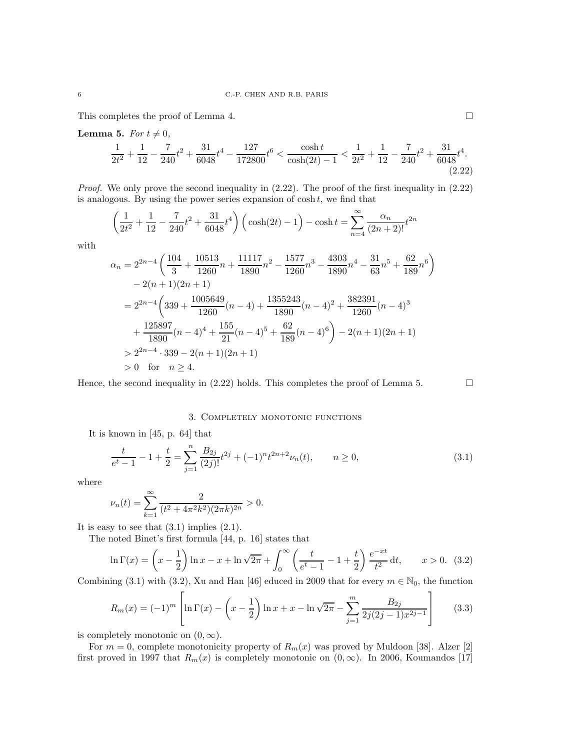This completes the proof of Lemma 4. $\square$

**Lemma 5.** *For $t \neq 0$,*

$$\frac{1}{2t^2}+\frac{1}{12}-\frac{7}{240}t^2+\frac{31}{6048}t^4-\frac{127}{172800}t^6<\frac{\cosh t}{\cosh(2t)-1}<\frac{1}{2t^2}+\frac{1}{12}-\frac{7}{240}t^2+\frac{31}{6048}t^4. \tag{2.22}$$

*Proof.* We only prove the second inequality in (2.22). The proof of the first inequality in (2.22) is analogous. By using the power series expansion of $\cosh t$, we find that

$$\left(\frac{1}{2t^2}+\frac{1}{12}-\frac{7}{240}t^2+\frac{31}{6048}t^4\right)\Big(\cosh(2t)-1\Big)-\cosh t=\sum_{n=4}^{\infty}\frac{\alpha_n}{(2n+2)!}t^{2n}$$

with

$$\begin{aligned}
\alpha_n &= 2^{2n-4}\left(\frac{104}{3}+\frac{10513}{1260}n+\frac{11117}{1890}n^2-\frac{1577}{1260}n^3-\frac{4303}{1890}n^4-\frac{31}{63}n^5+\frac{62}{189}n^6\right)\\
&\quad -2(n+1)(2n+1)\\
&= 2^{2n-4}\Bigg(339+\frac{1005649}{1260}(n-4)+\frac{1355243}{1890}(n-4)^2+\frac{382391}{1260}(n-4)^3\\
&\quad +\frac{125897}{1890}(n-4)^4+\frac{155}{21}(n-4)^5+\frac{62}{189}(n-4)^6\Bigg)-2(n+1)(2n+1)\\
&> 2^{2n-4}\cdot 339-2(n+1)(2n+1)\\
&> 0 \quad \text{for} \quad n\geq 4.
\end{aligned}$$

Hence, the second inequality in (2.22) holds. This completes the proof of Lemma 5. $\square$

## 3. Completely monotonic functions

It is known in [45, p. 64] that

$$\frac{t}{e^t-1}-1+\frac{t}{2}=\sum_{j=1}^{n}\frac{B_{2j}}{(2j)!}t^{2j}+(-1)^n t^{2n+2}\nu_n(t), \qquad n\geq 0, \tag{3.1}$$

where

$$\nu_n(t)=\sum_{k=1}^{\infty}\frac{2}{(t^2+4\pi^2k^2)(2\pi k)^{2n}}>0.$$

It is easy to see that (3.1) implies (2.1).

The noted Binet's first formula [44, p. 16] states that

$$\ln\Gamma(x)=\left(x-\frac{1}{2}\right)\ln x-x+\ln\sqrt{2\pi}+\int_0^{\infty}\left(\frac{t}{e^t-1}-1+\frac{t}{2}\right)\frac{e^{-xt}}{t^2}\,\mathrm{d}t, \qquad x>0. \tag{3.2}$$

Combining (3.1) with (3.2), Xu and Han [46] educed in 2009 that for every $m\in\mathbb{N}_0$, the function

$$R_m(x)=(-1)^m\left[\ln\Gamma(x)-\left(x-\frac{1}{2}\right)\ln x+x-\ln\sqrt{2\pi}-\sum_{j=1}^{m}\frac{B_{2j}}{2j(2j-1)x^{2j-1}}\right] \tag{3.3}$$

is completely monotonic on $(0,\infty)$.

For $m=0$, complete monotonicity property of $R_m(x)$ was proved by Muldoon [38]. Alzer [2] first proved in 1997 that $R_m(x)$ is completely monotonic on $(0,\infty)$. In 2006, Koumandos [17]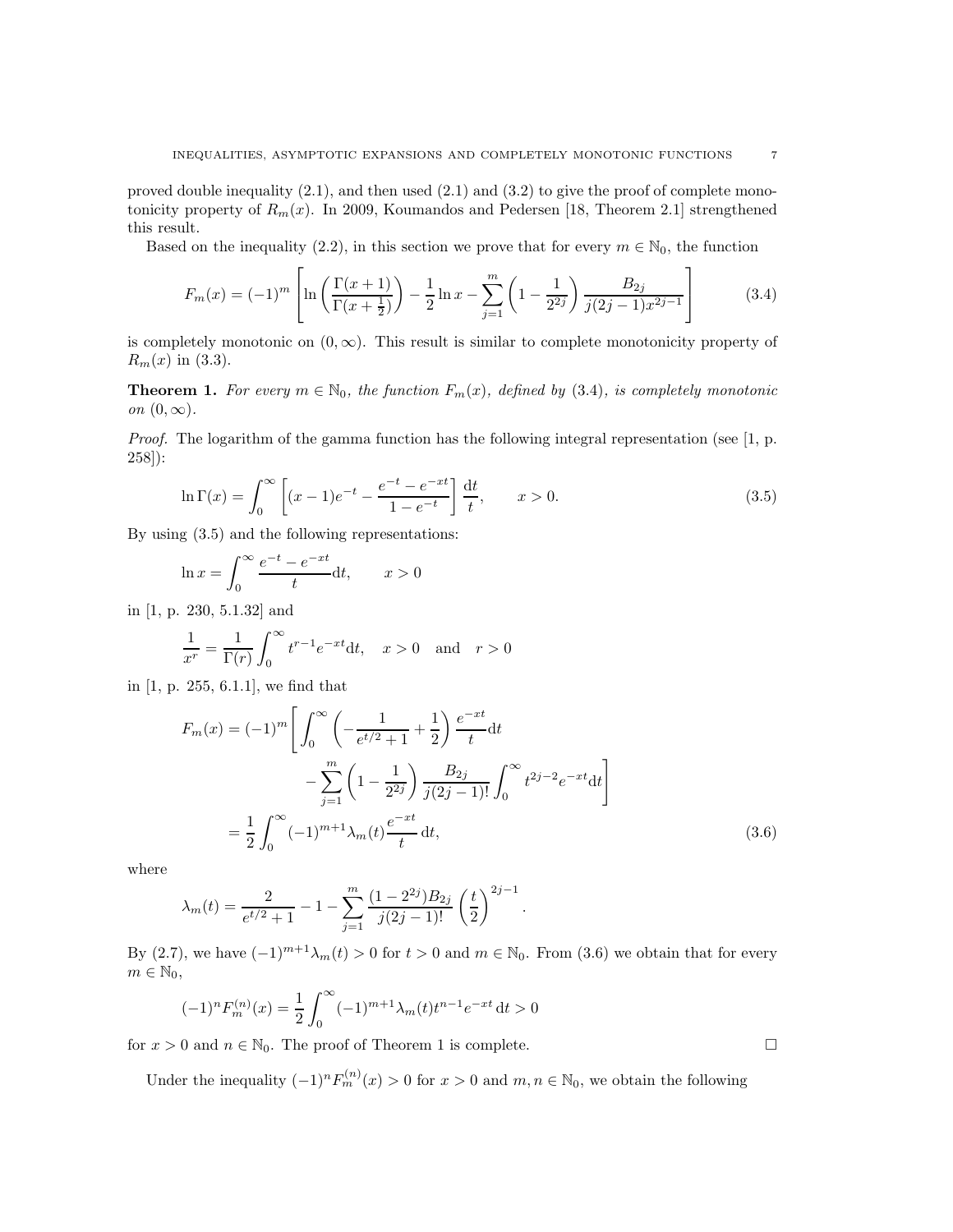proved double inequality (2.1), and then used (2.1) and (3.2) to give the proof of complete monotonicity property of $R_m(x)$. In 2009, Koumandos and Pedersen [18, Theorem 2.1] strengthened this result.

Based on the inequality (2.2), in this section we prove that for every $m \in \mathbb{N}_0$, the function

$$F_m(x) = (-1)^m \left[ \ln\left( \frac{\Gamma(x+1)}{\Gamma(x+\frac{1}{2})} \right) - \frac{1}{2}\ln x - \sum_{j=1}^{m} \left(1 - \frac{1}{2^{2j}}\right) \frac{B_{2j}}{j(2j-1)x^{2j-1}} \right] \tag{3.4}$$

is completely monotonic on $(0, \infty)$. This result is similar to complete monotonicity property of $R_m(x)$ in (3.3).

**Theorem 1.** *For every $m \in \mathbb{N}_0$, the function $F_m(x)$, defined by (3.4), is completely monotonic on $(0, \infty)$.*

*Proof.* The logarithm of the gamma function has the following integral representation (see [1, p. 258]):

$$\ln \Gamma(x) = \int_0^\infty \left[ (x-1)e^{-t} - \frac{e^{-t} - e^{-xt}}{1 - e^{-t}} \right] \frac{\mathrm{d}t}{t}, \qquad x > 0. \tag{3.5}$$

By using (3.5) and the following representations:

$$\ln x = \int_0^\infty \frac{e^{-t} - e^{-xt}}{t} \mathrm{d}t, \qquad x > 0$$

in [1, p. 230, 5.1.32] and

$$\frac{1}{x^r} = \frac{1}{\Gamma(r)} \int_0^\infty t^{r-1} e^{-xt} \mathrm{d}t, \quad x > 0 \quad \text{and} \quad r > 0$$

in [1, p. 255, 6.1.1], we find that

$$\begin{aligned}
F_m(x) &= (-1)^m \Bigg[ \int_0^\infty \left( -\frac{1}{e^{t/2}+1} + \frac{1}{2} \right) \frac{e^{-xt}}{t} \mathrm{d}t \\
&\qquad - \sum_{j=1}^{m} \left(1 - \frac{1}{2^{2j}}\right) \frac{B_{2j}}{j(2j-1)!} \int_0^\infty t^{2j-2} e^{-xt} \mathrm{d}t \Bigg] \\
&= \frac{1}{2} \int_0^\infty (-1)^{m+1} \lambda_m(t) \frac{e^{-xt}}{t} \, \mathrm{d}t,
\end{aligned} \tag{3.6}$$

where

$$\lambda_m(t) = \frac{2}{e^{t/2}+1} - 1 - \sum_{j=1}^{m} \frac{(1 - 2^{2j})B_{2j}}{j(2j-1)!} \left( \frac{t}{2} \right)^{2j-1}.$$

By (2.7), we have $(-1)^{m+1}\lambda_m(t) > 0$ for $t > 0$ and $m \in \mathbb{N}_0$. From (3.6) we obtain that for every $m \in \mathbb{N}_0$,

$$(-1)^n F_m^{(n)}(x) = \frac{1}{2} \int_0^\infty (-1)^{m+1} \lambda_m(t) t^{n-1} e^{-xt} \, \mathrm{d}t > 0$$

for $x > 0$ and $n \in \mathbb{N}_0$. The proof of Theorem 1 is complete. $\square$

Under the inequality $(-1)^n F_m^{(n)}(x) > 0$ for $x > 0$ and $m, n \in \mathbb{N}_0$, we obtain the following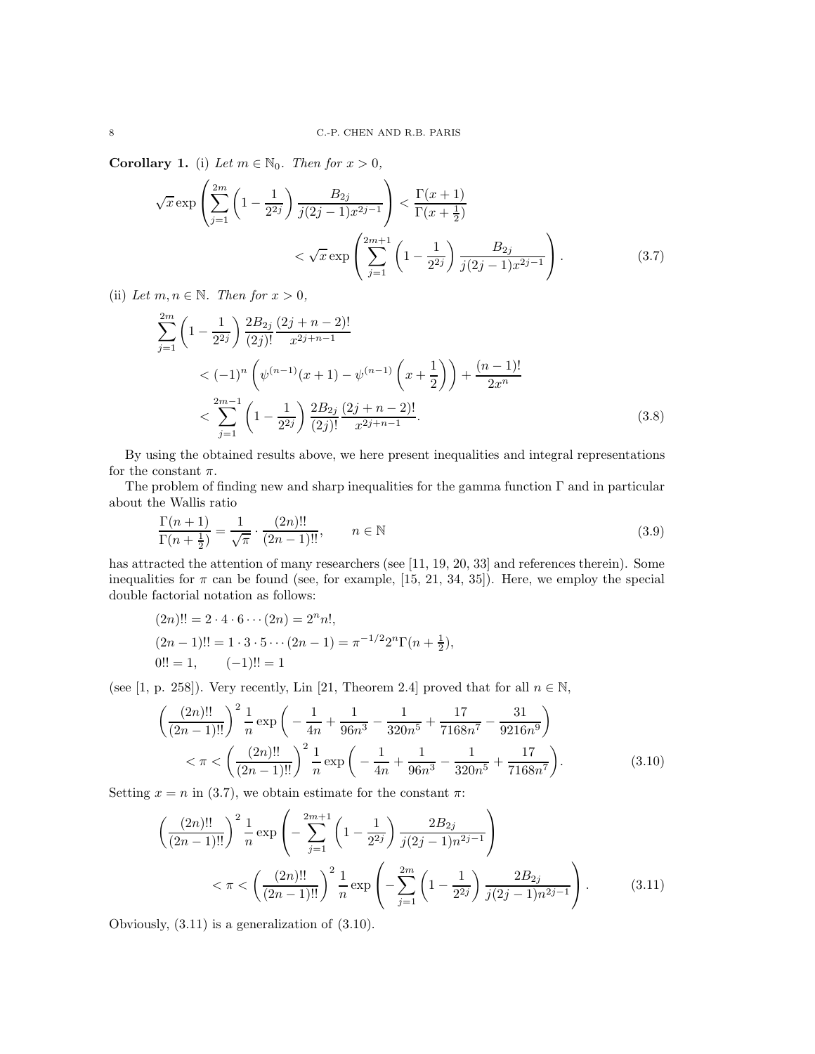**Corollary 1.** (i) *Let $m \in \mathbb{N}_0$. Then for $x > 0$,*

$$\sqrt{x}\exp\left(\sum_{j=1}^{2m}\left(1-\frac{1}{2^{2j}}\right)\frac{B_{2j}}{j(2j-1)x^{2j-1}}\right) < \frac{\Gamma(x+1)}{\Gamma(x+\frac{1}{2})} < \sqrt{x}\exp\left(\sum_{j=1}^{2m+1}\left(1-\frac{1}{2^{2j}}\right)\frac{B_{2j}}{j(2j-1)x^{2j-1}}\right). \tag{3.7}$$

(ii) *Let $m, n \in \mathbb{N}$. Then for $x > 0$,*

$$\sum_{j=1}^{2m}\left(1-\frac{1}{2^{2j}}\right)\frac{2B_{2j}}{(2j)!}\frac{(2j+n-2)!}{x^{2j+n-1}} < (-1)^n\left(\psi^{(n-1)}(x+1)-\psi^{(n-1)}\left(x+\frac{1}{2}\right)\right)+\frac{(n-1)!}{2x^n} < \sum_{j=1}^{2m-1}\left(1-\frac{1}{2^{2j}}\right)\frac{2B_{2j}}{(2j)!}\frac{(2j+n-2)!}{x^{2j+n-1}}. \tag{3.8}$$

By using the obtained results above, we here present inequalities and integral representations for the constant $\pi$.

The problem of finding new and sharp inequalities for the gamma function $\Gamma$ and in particular about the Wallis ratio

$$\frac{\Gamma(n+1)}{\Gamma(n+\frac{1}{2})} = \frac{1}{\sqrt{\pi}}\cdot\frac{(2n)!!}{(2n-1)!!}, \qquad n \in \mathbb{N} \tag{3.9}$$

has attracted the attention of many researchers (see [11, 19, 20, 33] and references therein). Some inequalities for $\pi$ can be found (see, for example, [15, 21, 34, 35]). Here, we employ the special double factorial notation as follows:

$$(2n)!! = 2\cdot 4\cdot 6\cdots(2n) = 2^n n!,$$
$$(2n-1)!! = 1\cdot 3\cdot 5\cdots(2n-1) = \pi^{-1/2}2^n\Gamma(n+\tfrac{1}{2}),$$
$$0!! = 1, \qquad (-1)!! = 1$$

(see [1, p. 258]). Very recently, Lin [21, Theorem 2.4] proved that for all $n \in \mathbb{N}$,

$$\left(\frac{(2n)!!}{(2n-1)!!}\right)^2\frac{1}{n}\exp\left(-\frac{1}{4n}+\frac{1}{96n^3}-\frac{1}{320n^5}+\frac{17}{7168n^7}-\frac{31}{9216n^9}\right) < \pi < \left(\frac{(2n)!!}{(2n-1)!!}\right)^2\frac{1}{n}\exp\left(-\frac{1}{4n}+\frac{1}{96n^3}-\frac{1}{320n^5}+\frac{17}{7168n^7}\right). \tag{3.10}$$

Setting $x = n$ in (3.7), we obtain estimate for the constant $\pi$:

$$\left(\frac{(2n)!!}{(2n-1)!!}\right)^2\frac{1}{n}\exp\left(-\sum_{j=1}^{2m+1}\left(1-\frac{1}{2^{2j}}\right)\frac{2B_{2j}}{j(2j-1)n^{2j-1}}\right) < \pi < \left(\frac{(2n)!!}{(2n-1)!!}\right)^2\frac{1}{n}\exp\left(-\sum_{j=1}^{2m}\left(1-\frac{1}{2^{2j}}\right)\frac{2B_{2j}}{j(2j-1)n^{2j-1}}\right). \tag{3.11}$$

Obviously, (3.11) is a generalization of (3.10).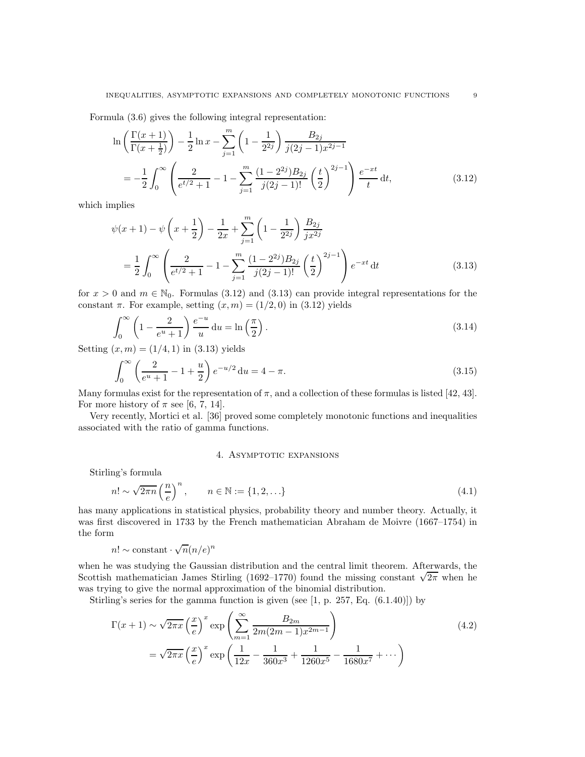Formula (3.6) gives the following integral representation:

$$
\begin{aligned}
&\ln\left(\frac{\Gamma(x+1)}{\Gamma(x+\frac{1}{2})}\right) - \frac{1}{2}\ln x - \sum_{j=1}^{m}\left(1-\frac{1}{2^{2j}}\right)\frac{B_{2j}}{j(2j-1)x^{2j-1}} \\
&\quad = -\frac{1}{2}\int_0^\infty \left(\frac{2}{e^{t/2}+1} - 1 - \sum_{j=1}^{m}\frac{(1-2^{2j})B_{2j}}{j(2j-1)!}\left(\frac{t}{2}\right)^{2j-1}\right)\frac{e^{-xt}}{t}\,\mathrm{d}t, \qquad (3.12)
\end{aligned}
$$

which implies

$$
\begin{aligned}
&\psi(x+1) - \psi\left(x+\frac{1}{2}\right) - \frac{1}{2x} + \sum_{j=1}^{m}\left(1-\frac{1}{2^{2j}}\right)\frac{B_{2j}}{jx^{2j}} \\
&\quad = \frac{1}{2}\int_0^\infty \left(\frac{2}{e^{t/2}+1} - 1 - \sum_{j=1}^{m}\frac{(1-2^{2j})B_{2j}}{j(2j-1)!}\left(\frac{t}{2}\right)^{2j-1}\right)e^{-xt}\,\mathrm{d}t \qquad (3.13)
\end{aligned}
$$

for $x > 0$ and $m \in \mathbb{N}_0$. Formulas (3.12) and (3.13) can provide integral representations for the constant $\pi$. For example, setting $(x, m) = (1/2, 0)$ in (3.12) yields

$$
\int_0^\infty \left(1 - \frac{2}{e^u+1}\right)\frac{e^{-u}}{u}\,\mathrm{d}u = \ln\left(\frac{\pi}{2}\right). \qquad (3.14)
$$

Setting $(x, m) = (1/4, 1)$ in (3.13) yields

$$
\int_0^\infty \left(\frac{2}{e^u+1} - 1 + \frac{u}{2}\right)e^{-u/2}\,\mathrm{d}u = 4 - \pi. \qquad (3.15)
$$

Many formulas exist for the representation of $\pi$, and a collection of these formulas is listed [42, 43]. For more history of $\pi$ see [6, 7, 14].

Very recently, Mortici et al. [36] proved some completely monotonic functions and inequalities associated with the ratio of gamma functions.

## 4. Asymptotic expansions

Stirling's formula

$$
n! \sim \sqrt{2\pi n}\left(\frac{n}{e}\right)^n, \qquad n \in \mathbb{N} := \{1, 2, \ldots\} \qquad (4.1)
$$

has many applications in statistical physics, probability theory and number theory. Actually, it was first discovered in 1733 by the French mathematician Abraham de Moivre (1667–1754) in the form

$$
n! \sim \text{constant} \cdot \sqrt{n}(n/e)^n
$$

when he was studying the Gaussian distribution and the central limit theorem. Afterwards, the Scottish mathematician James Stirling (1692–1770) found the missing constant $\sqrt{2\pi}$ when he was trying to give the normal approximation of the binomial distribution.

Stirling's series for the gamma function is given (see [1, p. 257, Eq. (6.1.40)]) by

$$
\begin{aligned}
\Gamma(x+1) &\sim \sqrt{2\pi x}\left(\frac{x}{e}\right)^x \exp\left(\sum_{m=1}^{\infty}\frac{B_{2m}}{2m(2m-1)x^{2m-1}}\right) \qquad (4.2) \\
&= \sqrt{2\pi x}\left(\frac{x}{e}\right)^x \exp\left(\frac{1}{12x} - \frac{1}{360x^3} + \frac{1}{1260x^5} - \frac{1}{1680x^7} + \cdots\right)
\end{aligned}
$$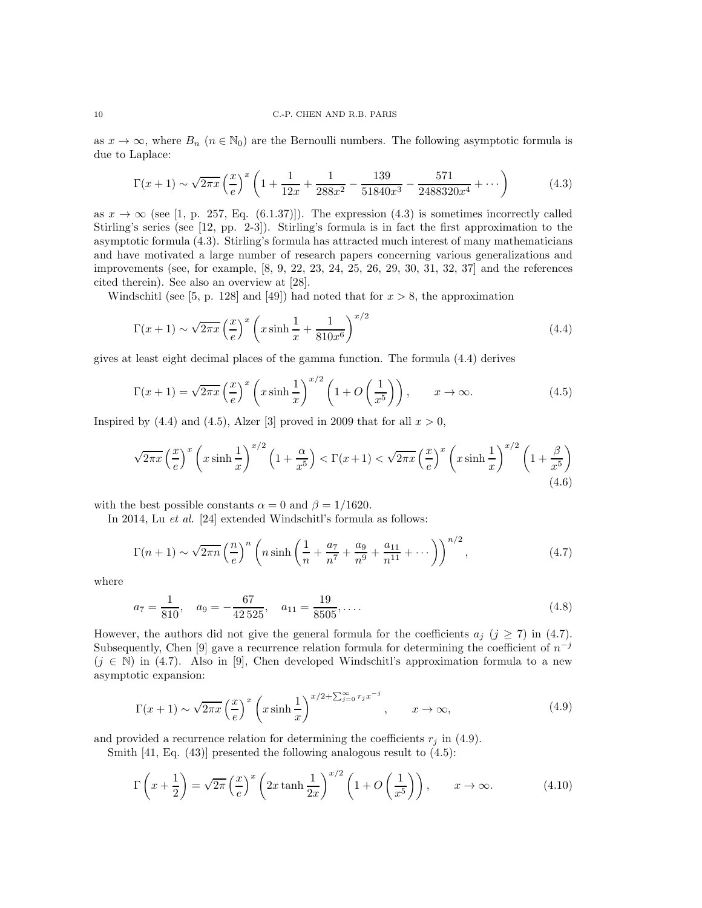as $x \to \infty$, where $B_n$ ($n \in \mathbb{N}_0$) are the Bernoulli numbers. The following asymptotic formula is due to Laplace:

$$\Gamma(x+1) \sim \sqrt{2\pi x}\left(\frac{x}{e}\right)^x \left(1 + \frac{1}{12x} + \frac{1}{288x^2} - \frac{139}{51840x^3} - \frac{571}{2488320x^4} + \cdots\right) \tag{4.3}$$

as $x \to \infty$ (see [1, p. 257, Eq. (6.1.37)]). The expression (4.3) is sometimes incorrectly called Stirling's series (see [12, pp. 2-3]). Stirling's formula is in fact the first approximation to the asymptotic formula (4.3). Stirling's formula has attracted much interest of many mathematicians and have motivated a large number of research papers concerning various generalizations and improvements (see, for example, [8, 9, 22, 23, 24, 25, 26, 29, 30, 31, 32, 37] and the references cited therein). See also an overview at [28].

Windschitl (see [5, p. 128] and [49]) had noted that for $x > 8$, the approximation

$$\Gamma(x+1) \sim \sqrt{2\pi x}\left(\frac{x}{e}\right)^x \left(x \sinh\frac{1}{x} + \frac{1}{810x^6}\right)^{x/2} \tag{4.4}$$

gives at least eight decimal places of the gamma function. The formula (4.4) derives

$$\Gamma(x+1) = \sqrt{2\pi x}\left(\frac{x}{e}\right)^x \left(x \sinh\frac{1}{x}\right)^{x/2} \left(1 + O\left(\frac{1}{x^5}\right)\right), \qquad x \to \infty. \tag{4.5}$$

Inspired by (4.4) and (4.5), Alzer [3] proved in 2009 that for all $x > 0$,

$$\sqrt{2\pi x}\left(\frac{x}{e}\right)^x \left(x \sinh\frac{1}{x}\right)^{x/2} \left(1 + \frac{\alpha}{x^5}\right) < \Gamma(x+1) < \sqrt{2\pi x}\left(\frac{x}{e}\right)^x \left(x \sinh\frac{1}{x}\right)^{x/2} \left(1 + \frac{\beta}{x^5}\right) \tag{4.6}$$

with the best possible constants $\alpha = 0$ and $\beta = 1/1620$.

In 2014, Lu *et al.* [24] extended Windschitl's formula as follows:

$$\Gamma(n+1) \sim \sqrt{2\pi n}\left(\frac{n}{e}\right)^n \left(n \sinh\left(\frac{1}{n} + \frac{a_7}{n^7} + \frac{a_9}{n^9} + \frac{a_{11}}{n^{11}} + \cdots\right)\right)^{n/2}, \tag{4.7}$$

where

$$a_7 = \frac{1}{810}, \quad a_9 = -\frac{67}{42\,525}, \quad a_{11} = \frac{19}{8505}, \ldots. \tag{4.8}$$

However, the authors did not give the general formula for the coefficients $a_j$ ($j \geq 7$) in (4.7). Subsequently, Chen [9] gave a recurrence relation formula for determining the coefficient of $n^{-j}$ ($j \in \mathbb{N}$) in (4.7). Also in [9], Chen developed Windschitl's approximation formula to a new asymptotic expansion:

$$\Gamma(x+1) \sim \sqrt{2\pi x}\left(\frac{x}{e}\right)^x \left(x \sinh\frac{1}{x}\right)^{x/2 + \sum_{j=0}^{\infty} r_j x^{-j}}, \qquad x \to \infty, \tag{4.9}$$

and provided a recurrence relation for determining the coefficients $r_j$ in (4.9).

Smith [41, Eq. (43)] presented the following analogous result to (4.5):

$$\Gamma\left(x + \frac{1}{2}\right) = \sqrt{2\pi}\left(\frac{x}{e}\right)^x \left(2x \tanh\frac{1}{2x}\right)^{x/2} \left(1 + O\left(\frac{1}{x^5}\right)\right), \qquad x \to \infty. \tag{4.10}$$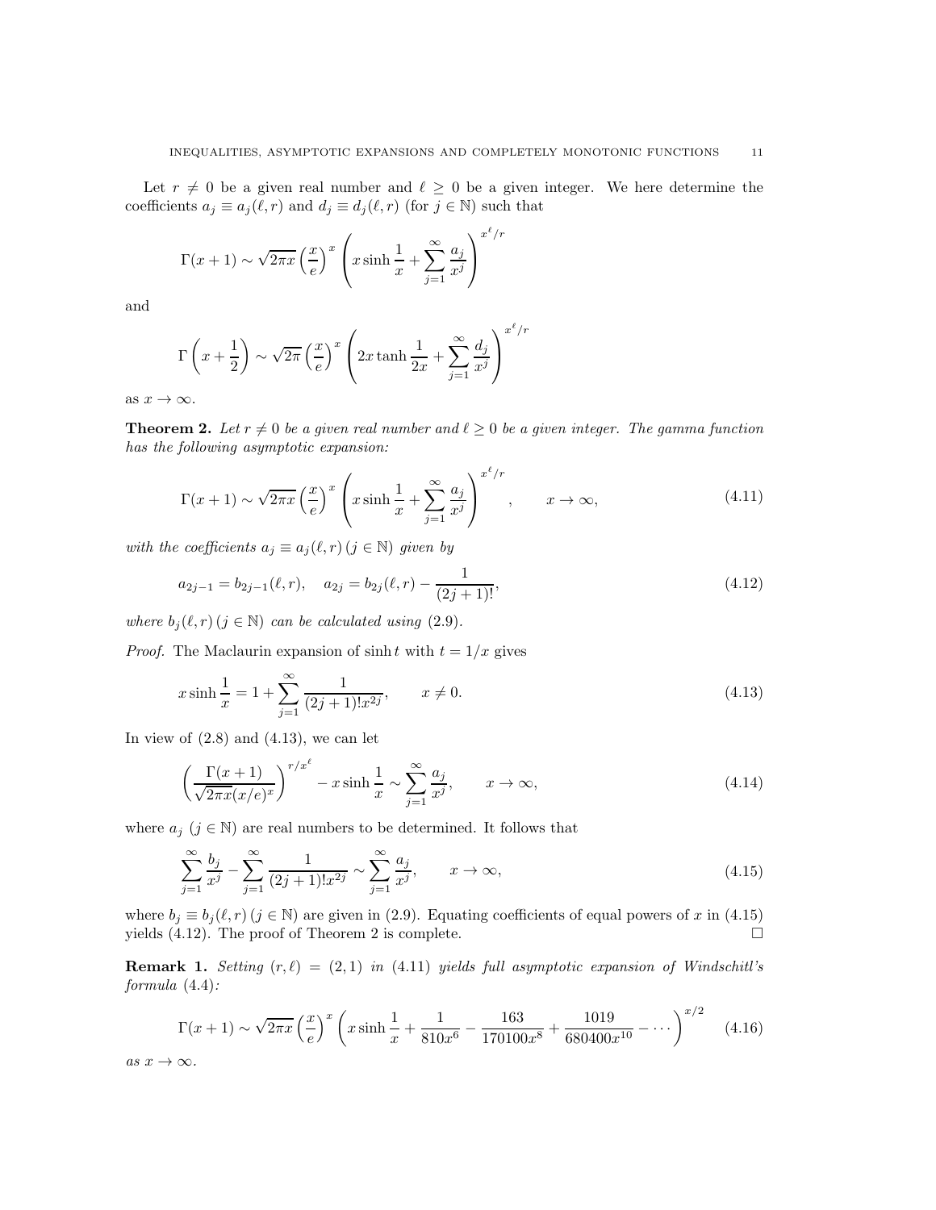Let $r \neq 0$ be a given real number and $\ell \geq 0$ be a given integer. We here determine the coefficients $a_j \equiv a_j(\ell, r)$ and $d_j \equiv d_j(\ell, r)$ (for $j \in \mathbb{N}$) such that

$$\Gamma(x+1) \sim \sqrt{2\pi x}\left(\frac{x}{e}\right)^x \left(x \sinh\frac{1}{x} + \sum_{j=1}^{\infty} \frac{a_j}{x^j}\right)^{x^\ell/r}$$

and

$$\Gamma\left(x+\frac{1}{2}\right) \sim \sqrt{2\pi}\left(\frac{x}{e}\right)^x \left(2x \tanh\frac{1}{2x} + \sum_{j=1}^{\infty} \frac{d_j}{x^j}\right)^{x^\ell/r}$$

as $x \to \infty$.

**Theorem 2.** *Let $r \neq 0$ be a given real number and $\ell \geq 0$ be a given integer. The gamma function has the following asymptotic expansion:*

$$\Gamma(x+1) \sim \sqrt{2\pi x}\left(\frac{x}{e}\right)^x \left(x \sinh\frac{1}{x} + \sum_{j=1}^{\infty} \frac{a_j}{x^j}\right)^{x^\ell/r}, \qquad x \to \infty, \tag{4.11}$$

*with the coefficients $a_j \equiv a_j(\ell, r)\,(j \in \mathbb{N})$ given by*

$$a_{2j-1} = b_{2j-1}(\ell, r), \quad a_{2j} = b_{2j}(\ell, r) - \frac{1}{(2j+1)!}, \tag{4.12}$$

*where $b_j(\ell, r)\,(j \in \mathbb{N})$ can be calculated using* (2.9).

*Proof.* The Maclaurin expansion of $\sinh t$ with $t = 1/x$ gives

$$x \sinh\frac{1}{x} = 1 + \sum_{j=1}^{\infty} \frac{1}{(2j+1)!x^{2j}}, \qquad x \neq 0. \tag{4.13}$$

In view of (2.8) and (4.13), we can let

$$\left(\frac{\Gamma(x+1)}{\sqrt{2\pi x}(x/e)^x}\right)^{r/x^\ell} - x \sinh\frac{1}{x} \sim \sum_{j=1}^{\infty} \frac{a_j}{x^j}, \qquad x \to \infty, \tag{4.14}$$

where $a_j$ $(j \in \mathbb{N})$ are real numbers to be determined. It follows that

$$\sum_{j=1}^{\infty} \frac{b_j}{x^j} - \sum_{j=1}^{\infty} \frac{1}{(2j+1)!x^{2j}} \sim \sum_{j=1}^{\infty} \frac{a_j}{x^j}, \qquad x \to \infty, \tag{4.15}$$

where $b_j \equiv b_j(\ell, r)\,(j \in \mathbb{N})$ are given in (2.9). Equating coefficients of equal powers of $x$ in (4.15) yields (4.12). The proof of Theorem 2 is complete. $\square$

**Remark 1.** *Setting $(r, \ell) = (2, 1)$ in (4.11) yields full asymptotic expansion of Windschitl's formula (4.4):*

$$\Gamma(x+1) \sim \sqrt{2\pi x}\left(\frac{x}{e}\right)^x \left(x \sinh\frac{1}{x} + \frac{1}{810x^6} - \frac{163}{170100x^8} + \frac{1019}{680400x^{10}} - \cdots\right)^{x/2} \tag{4.16}$$

*as $x \to \infty$.*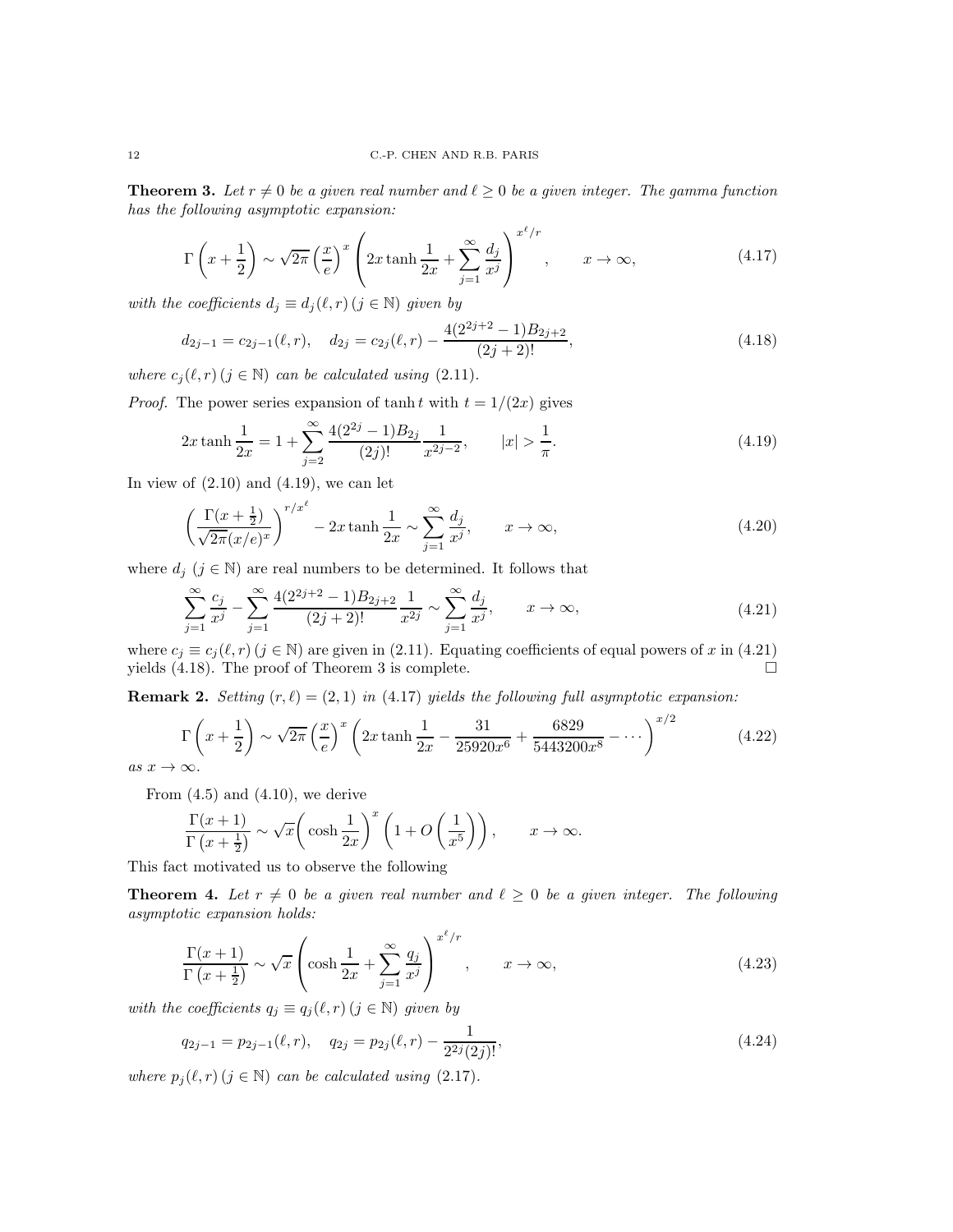**Theorem 3.** *Let $r \neq 0$ be a given real number and $\ell \geq 0$ be a given integer. The gamma function has the following asymptotic expansion:*

$$\Gamma\left(x+\frac{1}{2}\right) \sim \sqrt{2\pi}\left(\frac{x}{e}\right)^x \left(2x\tanh\frac{1}{2x} + \sum_{j=1}^{\infty}\frac{d_j}{x^j}\right)^{x^\ell/r}, \qquad x \to \infty, \tag{4.17}$$

*with the coefficients $d_j \equiv d_j(\ell, r)\,(j \in \mathbb{N})$ given by*

$$d_{2j-1} = c_{2j-1}(\ell, r), \quad d_{2j} = c_{2j}(\ell, r) - \frac{4(2^{2j+2}-1)B_{2j+2}}{(2j+2)!}, \tag{4.18}$$

*where $c_j(\ell, r)\,(j \in \mathbb{N})$ can be calculated using* (2.11)*.*

*Proof.* The power series expansion of $\tanh t$ with $t = 1/(2x)$ gives

$$2x\tanh\frac{1}{2x} = 1 + \sum_{j=2}^{\infty}\frac{4(2^{2j}-1)B_{2j}}{(2j)!}\frac{1}{x^{2j-2}}, \qquad |x| > \frac{1}{\pi}. \tag{4.19}$$

In view of (2.10) and (4.19), we can let

$$\left(\frac{\Gamma(x+\frac{1}{2})}{\sqrt{2\pi}(x/e)^x}\right)^{r/x^\ell} - 2x\tanh\frac{1}{2x} \sim \sum_{j=1}^{\infty}\frac{d_j}{x^j}, \qquad x \to \infty, \tag{4.20}$$

where $d_j$ $(j \in \mathbb{N})$ are real numbers to be determined. It follows that

$$\sum_{j=1}^{\infty}\frac{c_j}{x^j} - \sum_{j=1}^{\infty}\frac{4(2^{2j+2}-1)B_{2j+2}}{(2j+2)!}\frac{1}{x^{2j}} \sim \sum_{j=1}^{\infty}\frac{d_j}{x^j}, \qquad x \to \infty, \tag{4.21}$$

where $c_j \equiv c_j(\ell, r)\,(j \in \mathbb{N})$ are given in (2.11). Equating coefficients of equal powers of $x$ in (4.21) yields (4.18). The proof of Theorem 3 is complete. $\square$

**Remark 2.** *Setting $(r, \ell) = (2, 1)$ in* (4.17) *yields the following full asymptotic expansion:*

$$\Gamma\left(x+\frac{1}{2}\right) \sim \sqrt{2\pi}\left(\frac{x}{e}\right)^x \left(2x\tanh\frac{1}{2x} - \frac{31}{25920x^6} + \frac{6829}{5443200x^8} - \cdots\right)^{x/2} \tag{4.22}$$

*as $x \to \infty$.*

From (4.5) and (4.10), we derive

$$\frac{\Gamma(x+1)}{\Gamma\left(x+\frac{1}{2}\right)} \sim \sqrt{x}\left(\cosh\frac{1}{2x}\right)^x \left(1 + O\left(\frac{1}{x^5}\right)\right), \qquad x \to \infty.$$

This fact motivated us to observe the following

**Theorem 4.** *Let $r \neq 0$ be a given real number and $\ell \geq 0$ be a given integer. The following asymptotic expansion holds:*

$$\frac{\Gamma(x+1)}{\Gamma\left(x+\frac{1}{2}\right)} \sim \sqrt{x}\left(\cosh\frac{1}{2x} + \sum_{j=1}^{\infty}\frac{q_j}{x^j}\right)^{x^\ell/r}, \qquad x \to \infty, \tag{4.23}$$

*with the coefficients $q_j \equiv q_j(\ell, r)\,(j \in \mathbb{N})$ given by*

$$q_{2j-1} = p_{2j-1}(\ell, r), \quad q_{2j} = p_{2j}(\ell, r) - \frac{1}{2^{2j}(2j)!}, \tag{4.24}$$

*where $p_j(\ell, r)\,(j \in \mathbb{N})$ can be calculated using* (2.17)*.*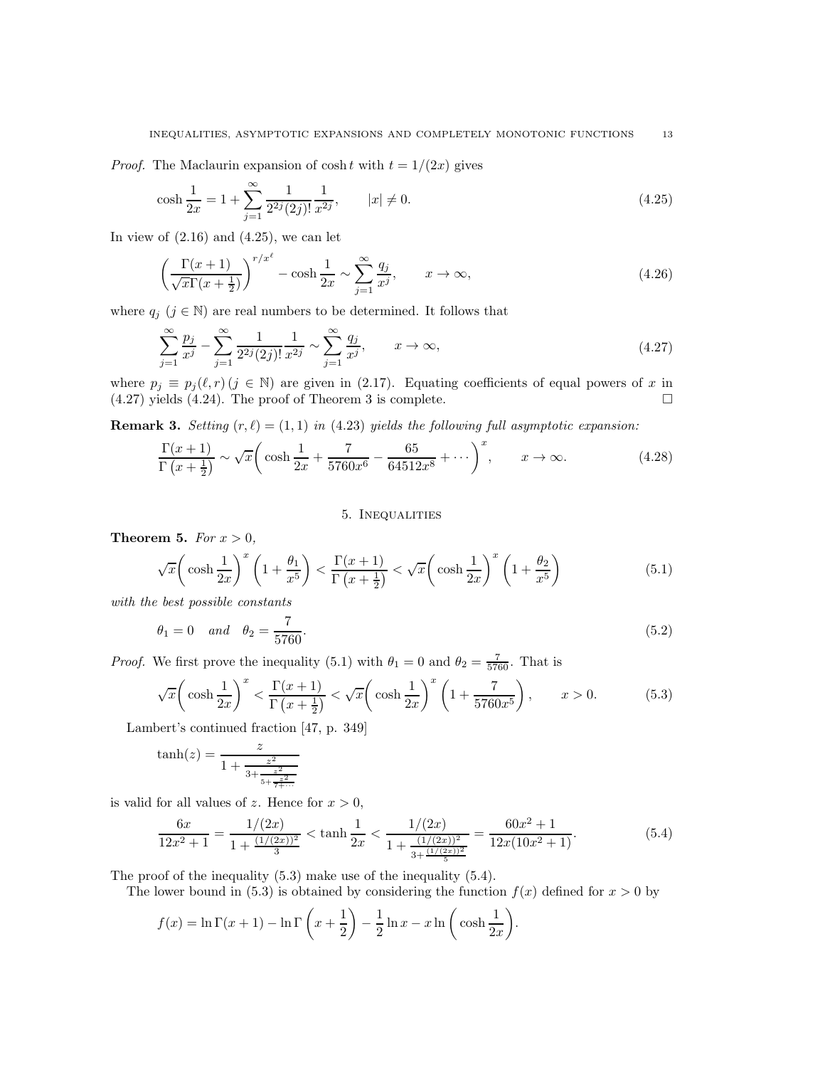*Proof.* The Maclaurin expansion of $\cosh t$ with $t = 1/(2x)$ gives

$$\cosh \frac{1}{2x} = 1 + \sum_{j=1}^{\infty} \frac{1}{2^{2j}(2j)!} \frac{1}{x^{2j}}, \qquad |x| \neq 0. \tag{4.25}$$

In view of (2.16) and (4.25), we can let

$$\left( \frac{\Gamma(x+1)}{\sqrt{x}\Gamma(x+\frac{1}{2})} \right)^{r/x^{\ell}} - \cosh \frac{1}{2x} \sim \sum_{j=1}^{\infty} \frac{q_j}{x^j}, \qquad x \to \infty, \tag{4.26}$$

where $q_j$ ($j \in \mathbb{N}$) are real numbers to be determined. It follows that

$$\sum_{j=1}^{\infty} \frac{p_j}{x^j} - \sum_{j=1}^{\infty} \frac{1}{2^{2j}(2j)!} \frac{1}{x^{2j}} \sim \sum_{j=1}^{\infty} \frac{q_j}{x^j}, \qquad x \to \infty, \tag{4.27}$$

where $p_j \equiv p_j(\ell, r)$ ($j \in \mathbb{N}$) are given in (2.17). Equating coefficients of equal powers of $x$ in (4.27) yields (4.24). The proof of Theorem 3 is complete. $\square$

**Remark 3.** *Setting $(r, \ell) = (1, 1)$ in (4.23) yields the following full asymptotic expansion:*

$$\frac{\Gamma(x+1)}{\Gamma\left(x+\frac{1}{2}\right)} \sim \sqrt{x} \left( \cosh \frac{1}{2x} + \frac{7}{5760x^6} - \frac{65}{64512x^8} + \cdots \right)^x, \qquad x \to \infty. \tag{4.28}$$

## 5. Inequalities

**Theorem 5.** *For $x > 0$,*

$$\sqrt{x} \left( \cosh \frac{1}{2x} \right)^x \left( 1 + \frac{\theta_1}{x^5} \right) < \frac{\Gamma(x+1)}{\Gamma\left(x+\frac{1}{2}\right)} < \sqrt{x} \left( \cosh \frac{1}{2x} \right)^x \left( 1 + \frac{\theta_2}{x^5} \right) \tag{5.1}$$

*with the best possible constants*

$$\theta_1 = 0 \quad \textit{and} \quad \theta_2 = \frac{7}{5760}. \tag{5.2}$$

*Proof.* We first prove the inequality (5.1) with $\theta_1 = 0$ and $\theta_2 = \frac{7}{5760}$. That is

$$\sqrt{x} \left( \cosh \frac{1}{2x} \right)^x < \frac{\Gamma(x+1)}{\Gamma\left(x+\frac{1}{2}\right)} < \sqrt{x} \left( \cosh \frac{1}{2x} \right)^x \left( 1 + \frac{7}{5760x^5} \right), \qquad x > 0. \tag{5.3}$$

Lambert's continued fraction [47, p. 349]

$$\tanh(z) = \cfrac{z}{1 + \cfrac{z^2}{3 + \cfrac{z^2}{5 + \cfrac{z^2}{7 + \cdots}}}}$$

is valid for all values of $z$. Hence for $x > 0$,

$$\frac{6x}{12x^2+1} = \frac{1/(2x)}{1 + \frac{(1/(2x))^2}{3}} < \tanh \frac{1}{2x} < \frac{1/(2x)}{1 + \frac{(1/(2x))^2}{3 + \frac{(1/(2x))^2}{5}}} = \frac{60x^2+1}{12x(10x^2+1)}. \tag{5.4}$$

The proof of the inequality (5.3) make use of the inequality (5.4).

The lower bound in (5.3) is obtained by considering the function $f(x)$ defined for $x > 0$ by

$$f(x) = \ln \Gamma(x+1) - \ln \Gamma\left(x + \frac{1}{2}\right) - \frac{1}{2} \ln x - x \ln \left( \cosh \frac{1}{2x} \right).$$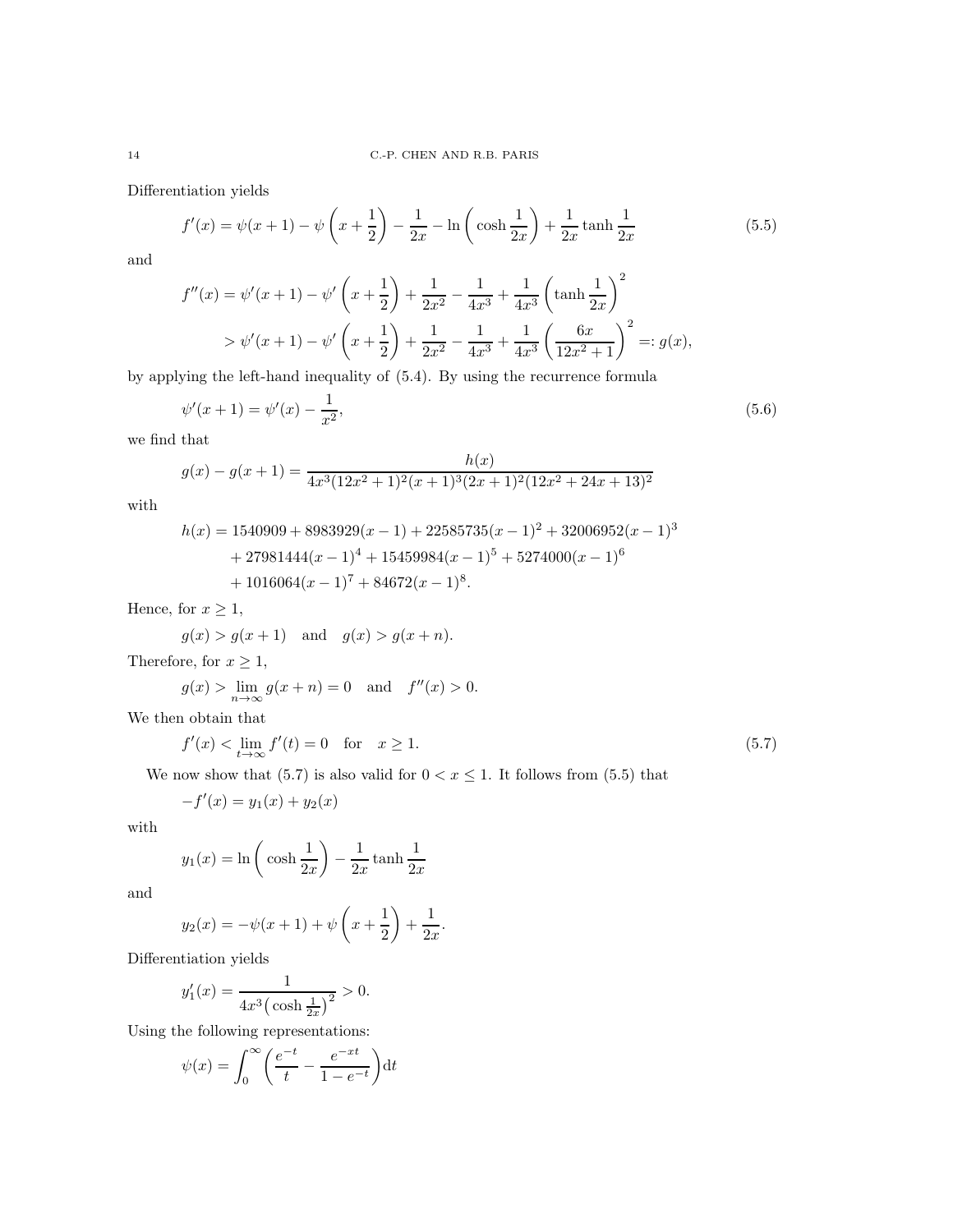Differentiation yields

$$f'(x) = \psi(x+1) - \psi\left(x+\frac{1}{2}\right) - \frac{1}{2x} - \ln\left(\cosh\frac{1}{2x}\right) + \frac{1}{2x}\tanh\frac{1}{2x} \tag{5.5}$$

and

$$\begin{aligned} f''(x) &= \psi'(x+1) - \psi'\left(x+\frac{1}{2}\right) + \frac{1}{2x^2} - \frac{1}{4x^3} + \frac{1}{4x^3}\left(\tanh\frac{1}{2x}\right)^2 \\ &> \psi'(x+1) - \psi'\left(x+\frac{1}{2}\right) + \frac{1}{2x^2} - \frac{1}{4x^3} + \frac{1}{4x^3}\left(\frac{6x}{12x^2+1}\right)^2 =: g(x), \end{aligned}$$

by applying the left-hand inequality of (5.4). By using the recurrence formula

$$\psi'(x+1) = \psi'(x) - \frac{1}{x^2}, \tag{5.6}$$

we find that

$$g(x) - g(x+1) = \frac{h(x)}{4x^3(12x^2+1)^2(x+1)^3(2x+1)^2(12x^2+24x+13)^2}$$

with

$$\begin{aligned} h(x) &= 1540909 + 8983929(x-1) + 22585735(x-1)^2 + 32006952(x-1)^3 \\ &\quad + 27981444(x-1)^4 + 15459984(x-1)^5 + 5274000(x-1)^6 \\ &\quad + 1016064(x-1)^7 + 84672(x-1)^8. \end{aligned}$$

Hence, for $x \geq 1$,

$$g(x) > g(x+1) \quad \text{and} \quad g(x) > g(x+n).$$

Therefore, for $x \geq 1$,

$$g(x) > \lim_{n\to\infty} g(x+n) = 0 \quad \text{and} \quad f''(x) > 0.$$

We then obtain that

$$f'(x) < \lim_{t\to\infty} f'(t) = 0 \quad \text{for} \quad x \geq 1. \tag{5.7}$$

We now show that (5.7) is also valid for $0 < x \leq 1$. It follows from (5.5) that

$$-f'(x) = y_1(x) + y_2(x)$$

with

$$y_1(x) = \ln\left(\cosh\frac{1}{2x}\right) - \frac{1}{2x}\tanh\frac{1}{2x}$$

and

$$y_2(x) = -\psi(x+1) + \psi\left(x+\frac{1}{2}\right) + \frac{1}{2x}.$$

Differentiation yields

$$y_1'(x) = \frac{1}{4x^3\left(\cosh\frac{1}{2x}\right)^2} > 0.$$

Using the following representations:

$$\psi(x) = \int_0^\infty \left(\frac{e^{-t}}{t} - \frac{e^{-xt}}{1-e^{-t}}\right) \mathrm{d}t$$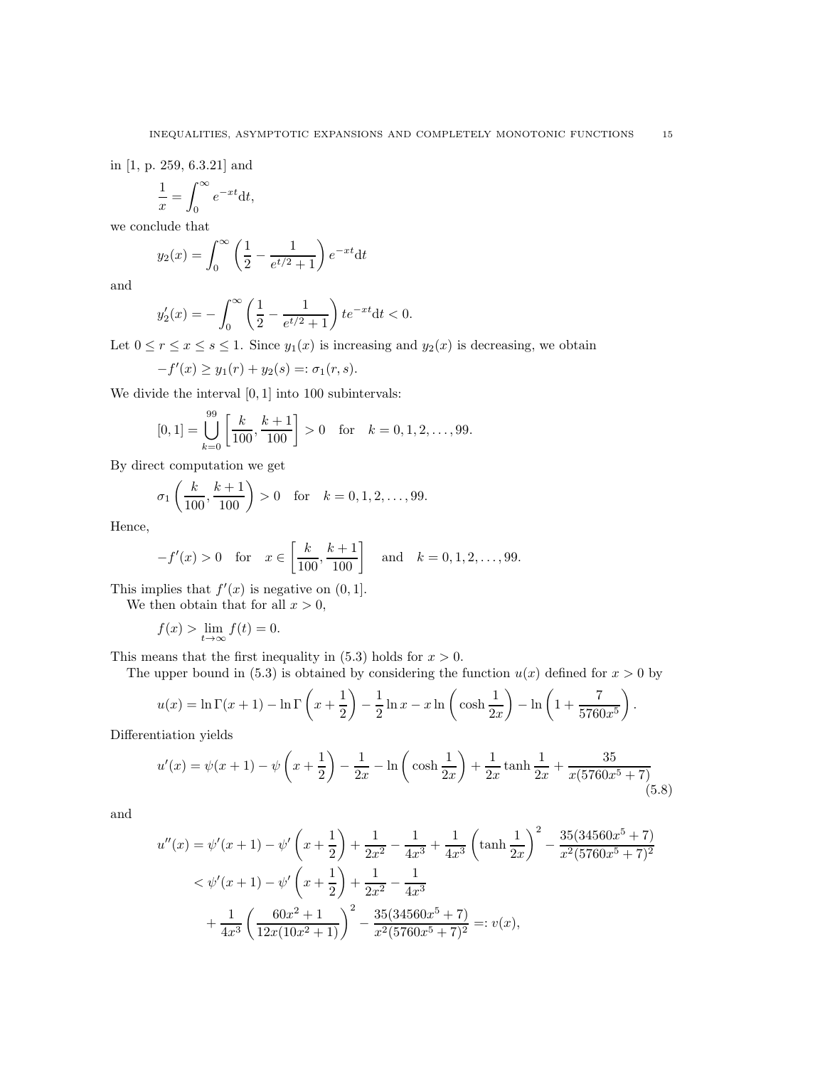in [1, p. 259, 6.3.21] and

$$\frac{1}{x} = \int_0^\infty e^{-xt}\mathrm{d}t,$$

we conclude that

$$y_2(x) = \int_0^\infty \left(\frac{1}{2} - \frac{1}{e^{t/2}+1}\right)e^{-xt}\mathrm{d}t$$

and

$$y_2'(x) = -\int_0^\infty \left(\frac{1}{2} - \frac{1}{e^{t/2}+1}\right)te^{-xt}\mathrm{d}t < 0.$$

Let $0 \leq r \leq x \leq s \leq 1$. Since $y_1(x)$ is increasing and $y_2(x)$ is decreasing, we obtain

$$-f'(x) \geq y_1(r) + y_2(s) =: \sigma_1(r, s).$$

We divide the interval $[0, 1]$ into 100 subintervals:

$$[0, 1] = \bigcup_{k=0}^{99} \left[\frac{k}{100}, \frac{k+1}{100}\right] > 0 \quad \text{for} \quad k = 0, 1, 2, \ldots, 99.$$

By direct computation we get

$$\sigma_1\left(\frac{k}{100}, \frac{k+1}{100}\right) > 0 \quad \text{for} \quad k = 0, 1, 2, \ldots, 99.$$

Hence,

$$-f'(x) > 0 \quad \text{for} \quad x \in \left[\frac{k}{100}, \frac{k+1}{100}\right] \quad \text{and} \quad k = 0, 1, 2, \ldots, 99.$$

This implies that $f'(x)$ is negative on $(0, 1]$.

We then obtain that for all $x > 0$,

$$f(x) > \lim_{t\to\infty} f(t) = 0.$$

This means that the first inequality in (5.3) holds for $x > 0$.

The upper bound in (5.3) is obtained by considering the function $u(x)$ defined for $x > 0$ by

$$u(x) = \ln\Gamma(x+1) - \ln\Gamma\left(x+\frac{1}{2}\right) - \frac{1}{2}\ln x - x\ln\left(\cosh\frac{1}{2x}\right) - \ln\left(1 + \frac{7}{5760x^5}\right).$$

Differentiation yields

$$u'(x) = \psi(x+1) - \psi\left(x+\frac{1}{2}\right) - \frac{1}{2x} - \ln\left(\cosh\frac{1}{2x}\right) + \frac{1}{2x}\tanh\frac{1}{2x} + \frac{35}{x(5760x^5+7)} \tag{5.8}$$

and

$$\begin{aligned}
u''(x) &= \psi'(x+1) - \psi'\left(x+\frac{1}{2}\right) + \frac{1}{2x^2} - \frac{1}{4x^3} + \frac{1}{4x^3}\left(\tanh\frac{1}{2x}\right)^2 - \frac{35(34560x^5+7)}{x^2(5760x^5+7)^2} \\
&< \psi'(x+1) - \psi'\left(x+\frac{1}{2}\right) + \frac{1}{2x^2} - \frac{1}{4x^3} \\
&\quad + \frac{1}{4x^3}\left(\frac{60x^2+1}{12x(10x^2+1)}\right)^2 - \frac{35(34560x^5+7)}{x^2(5760x^5+7)^2} =: v(x),
\end{aligned}$$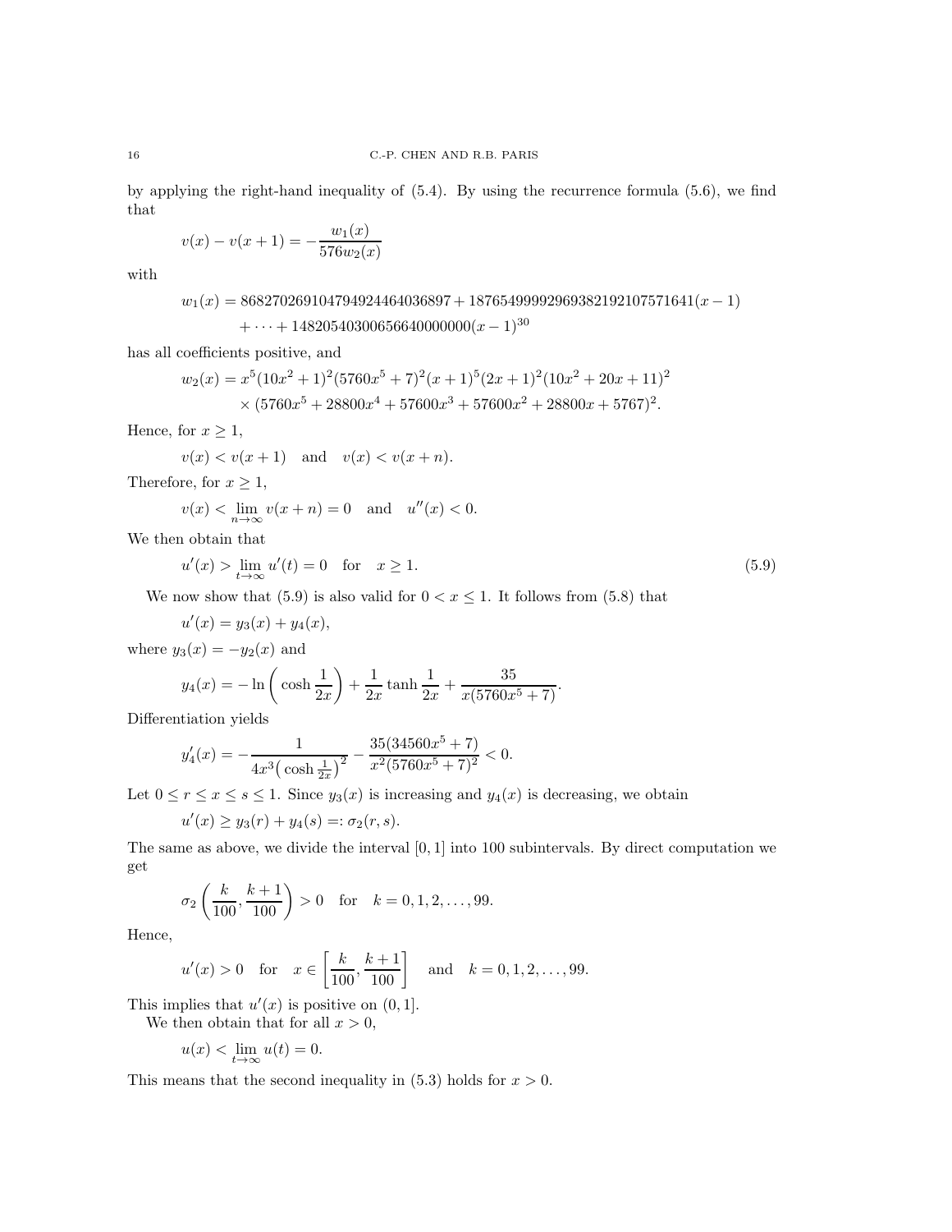by applying the right-hand inequality of (5.4). By using the recurrence formula (5.6), we find that

$$v(x) - v(x+1) = -\frac{w_1(x)}{576 w_2(x)}$$

with

$$w_1(x) = 868270269104794924464036897 + 187654999296938219210757164 1(x-1) + \cdots + 148205403006566400000000(x-1)^{30}$$

has all coefficients positive, and

$$w_2(x) = x^5(10x^2+1)^2(5760x^5+7)^2(x+1)^5(2x+1)^2(10x^2+20x+11)^2 \times (5760x^5+28800x^4+57600x^3+57600x^2+28800x+5767)^2.$$

Hence, for $x \geq 1$,

$$v(x) < v(x+1) \quad \text{and} \quad v(x) < v(x+n).$$

Therefore, for $x \geq 1$,

$$v(x) < \lim_{n\to\infty} v(x+n) = 0 \quad \text{and} \quad u''(x) < 0.$$

We then obtain that

$$u'(x) > \lim_{t\to\infty} u'(t) = 0 \quad \text{for} \quad x \geq 1. \tag{5.9}$$

We now show that (5.9) is also valid for $0 < x \leq 1$. It follows from (5.8) that

$$u'(x) = y_3(x) + y_4(x),$$

where $y_3(x) = -y_2(x)$ and

$$y_4(x) = -\ln\left(\cosh\frac{1}{2x}\right) + \frac{1}{2x}\tanh\frac{1}{2x} + \frac{35}{x(5760x^5+7)}.$$

Differentiation yields

$$y_4'(x) = -\frac{1}{4x^3\left(\cosh\frac{1}{2x}\right)^2} - \frac{35(34560x^5+7)}{x^2(5760x^5+7)^2} < 0.$$

Let $0 \leq r \leq x \leq s \leq 1$. Since $y_3(x)$ is increasing and $y_4(x)$ is decreasing, we obtain

$$u'(x) \geq y_3(r) + y_4(s) =: \sigma_2(r,s).$$

The same as above, we divide the interval $[0,1]$ into 100 subintervals. By direct computation we get

$$\sigma_2\left(\frac{k}{100}, \frac{k+1}{100}\right) > 0 \quad \text{for} \quad k = 0,1,2,\ldots,99.$$

Hence,

$$u'(x) > 0 \quad \text{for} \quad x \in \left[\frac{k}{100}, \frac{k+1}{100}\right] \quad \text{and} \quad k = 0,1,2,\ldots,99.$$

This implies that $u'(x)$ is positive on $(0,1]$.

We then obtain that for all $x > 0$,

$$u(x) < \lim_{t\to\infty} u(t) = 0.$$

This means that the second inequality in (5.3) holds for $x > 0$.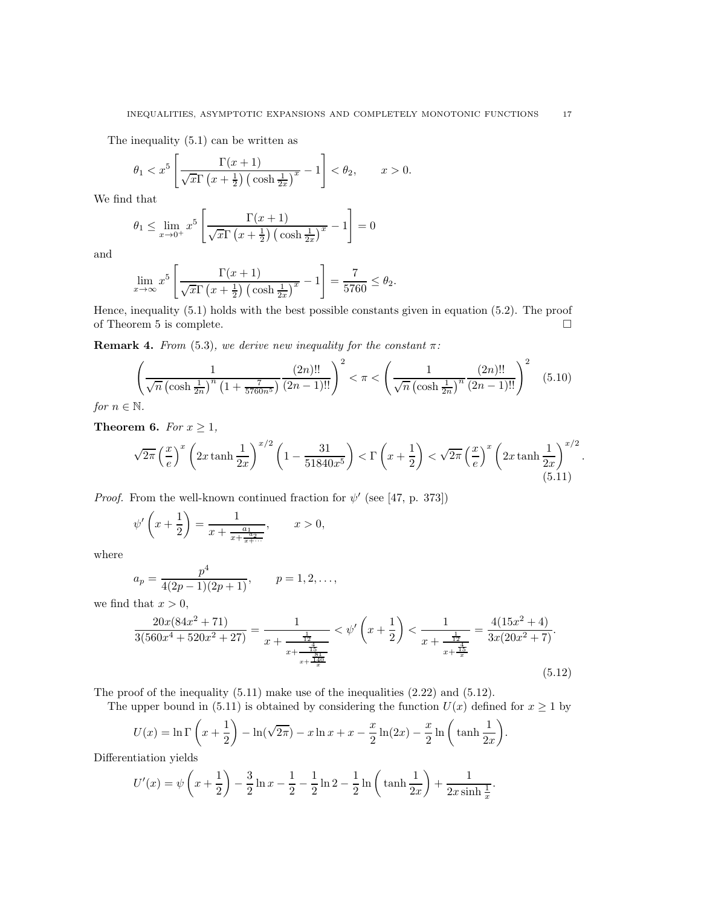The inequality (5.1) can be written as

$$\theta_1 < x^5 \left[ \frac{\Gamma(x+1)}{\sqrt{x}\Gamma\left(x+\frac{1}{2}\right)\left(\cosh\frac{1}{2x}\right)^x} - 1 \right] < \theta_2, \qquad x > 0.$$

We find that

$$\theta_1 \le \lim_{x\to 0^+} x^5 \left[ \frac{\Gamma(x+1)}{\sqrt{x}\Gamma\left(x+\frac{1}{2}\right)\left(\cosh\frac{1}{2x}\right)^x} - 1 \right] = 0$$

and

$$\lim_{x\to \infty} x^5 \left[ \frac{\Gamma(x+1)}{\sqrt{x}\Gamma\left(x+\frac{1}{2}\right)\left(\cosh\frac{1}{2x}\right)^x} - 1 \right] = \frac{7}{5760} \le \theta_2.$$

Hence, inequality (5.1) holds with the best possible constants given in equation (5.2). The proof of Theorem 5 is complete. □

**Remark 4.** *From* (5.3)*, we derive new inequality for the constant* $\pi$*:*

$$\left( \frac{1}{\sqrt{n}\left(\cosh\frac{1}{2n}\right)^n\left(1+\frac{7}{5760n^5}\right)} \frac{(2n)!!}{(2n-1)!!} \right)^2 < \pi < \left( \frac{1}{\sqrt{n}\left(\cosh\frac{1}{2n}\right)^n} \frac{(2n)!!}{(2n-1)!!} \right)^2 \tag{5.10}$$

*for* $n \in \mathbb{N}$.

**Theorem 6.** *For* $x \ge 1$*,*

$$\sqrt{2\pi}\left(\frac{x}{e}\right)^x \left(2x\tanh\frac{1}{2x}\right)^{x/2}\left(1 - \frac{31}{51840x^5}\right) < \Gamma\left(x+\frac{1}{2}\right) < \sqrt{2\pi}\left(\frac{x}{e}\right)^x \left(2x\tanh\frac{1}{2x}\right)^{x/2}. \tag{5.11}$$

*Proof.* From the well-known continued fraction for $\psi'$ (see [47, p. 373])

$$\psi'\left(x+\frac{1}{2}\right) = \frac{1}{x+\frac{a_1}{x+\frac{a_2}{x+\cdots}}}, \qquad x > 0,$$

where

$$a_p = \frac{p^4}{4(2p-1)(2p+1)}, \qquad p = 1, 2, \ldots,$$

we find that $x > 0$,

$$\frac{20x(84x^2+71)}{3(560x^4+520x^2+27)} = \frac{1}{x+\frac{\frac{1}{12}}{x+\frac{\frac{4}{15}}{x+\frac{\frac{81}{140}}{x}}}} < \psi'\left(x+\frac{1}{2}\right) < \frac{1}{x+\frac{\frac{1}{12}}{x+\frac{\frac{4}{15}}{x}}} = \frac{4(15x^2+4)}{3x(20x^2+7)}. \tag{5.12}$$

The proof of the inequality (5.11) make use of the inequalities (2.22) and (5.12).

The upper bound in (5.11) is obtained by considering the function $U(x)$ defined for $x \ge 1$ by

$$U(x) = \ln\Gamma\left(x+\frac{1}{2}\right) - \ln(\sqrt{2\pi}) - x\ln x + x - \frac{x}{2}\ln(2x) - \frac{x}{2}\ln\left(\tanh\frac{1}{2x}\right).$$

Differentiation yields

$$U'(x) = \psi\left(x+\frac{1}{2}\right) - \frac{3}{2}\ln x - \frac{1}{2} - \frac{1}{2}\ln 2 - \frac{1}{2}\ln\left(\tanh\frac{1}{2x}\right) + \frac{1}{2x\sinh\frac{1}{x}}.$$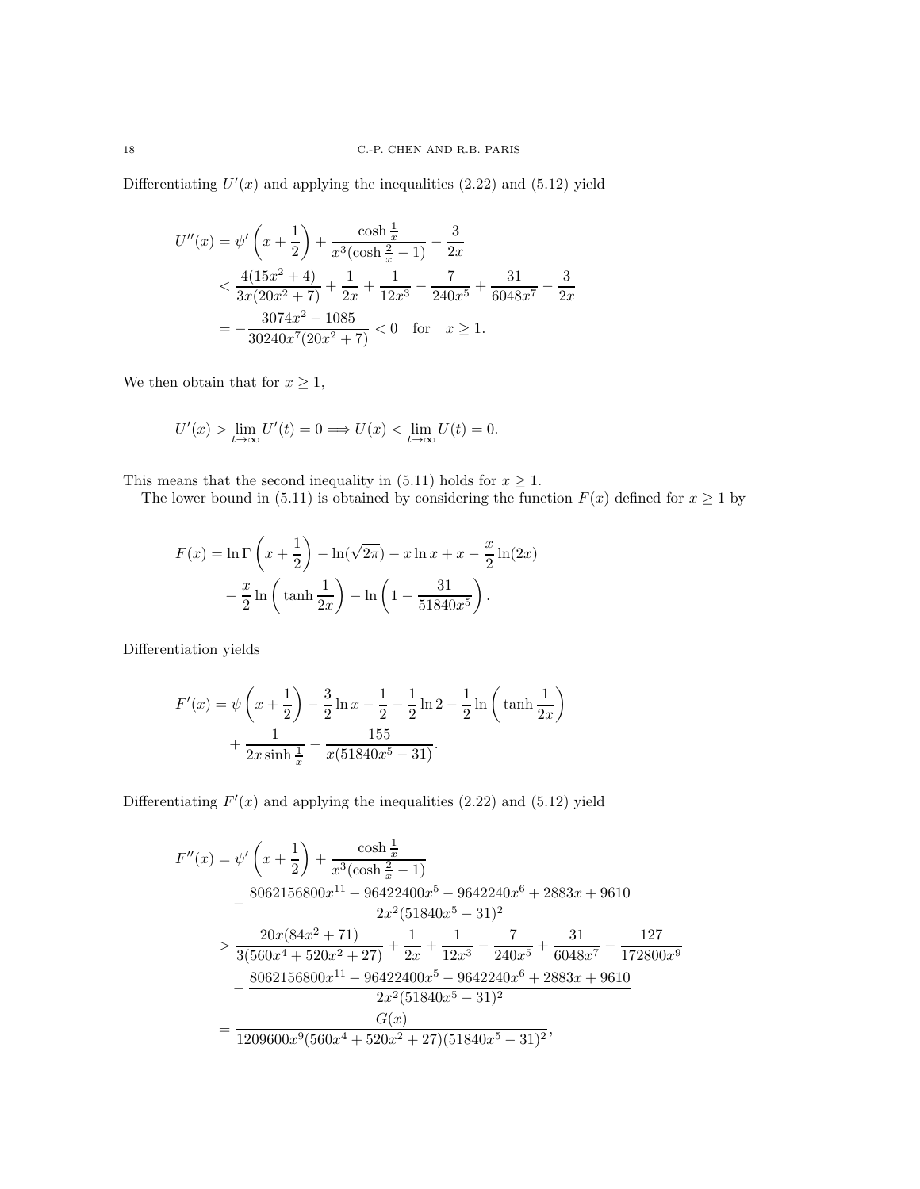Differentiating $U'(x)$ and applying the inequalities (2.22) and (5.12) yield

$$
\begin{aligned}
U''(x) &= \psi'\left(x+\frac{1}{2}\right) + \frac{\cosh\frac{1}{x}}{x^3(\cosh\frac{2}{x}-1)} - \frac{3}{2x} \\
&< \frac{4(15x^2+4)}{3x(20x^2+7)} + \frac{1}{2x} + \frac{1}{12x^3} - \frac{7}{240x^5} + \frac{31}{6048x^7} - \frac{3}{2x} \\
&= -\frac{3074x^2-1085}{30240x^7(20x^2+7)} < 0 \quad \text{for} \quad x \geq 1.
\end{aligned}
$$

We then obtain that for $x \geq 1$,

$$
U'(x) > \lim_{t\to\infty} U'(t) = 0 \Longrightarrow U(x) < \lim_{t\to\infty} U(t) = 0.
$$

This means that the second inequality in (5.11) holds for $x \geq 1$.

The lower bound in (5.11) is obtained by considering the function $F(x)$ defined for $x \geq 1$ by

$$
\begin{aligned}
F(x) &= \ln\Gamma\left(x+\frac{1}{2}\right) - \ln(\sqrt{2\pi}) - x\ln x + x - \frac{x}{2}\ln(2x) \\
&\quad - \frac{x}{2}\ln\left(\tanh\frac{1}{2x}\right) - \ln\left(1 - \frac{31}{51840x^5}\right).
\end{aligned}
$$

Differentiation yields

$$
\begin{aligned}
F'(x) &= \psi\left(x+\frac{1}{2}\right) - \frac{3}{2}\ln x - \frac{1}{2} - \frac{1}{2}\ln 2 - \frac{1}{2}\ln\left(\tanh\frac{1}{2x}\right) \\
&\quad + \frac{1}{2x\sinh\frac{1}{x}} - \frac{155}{x(51840x^5-31)}.
\end{aligned}
$$

Differentiating $F'(x)$ and applying the inequalities (2.22) and (5.12) yield

$$
\begin{aligned}
F''(x) &= \psi'\left(x+\frac{1}{2}\right) + \frac{\cosh\frac{1}{x}}{x^3(\cosh\frac{2}{x}-1)} \\
&\quad - \frac{8062156800x^{11} - 96422400x^5 - 9642240x^6 + 2883x + 9610}{2x^2(51840x^5-31)^2} \\
&> \frac{20x(84x^2+71)}{3(560x^4+520x^2+27)} + \frac{1}{2x} + \frac{1}{12x^3} - \frac{7}{240x^5} + \frac{31}{6048x^7} - \frac{127}{172800x^9} \\
&\quad - \frac{8062156800x^{11} - 96422400x^5 - 9642240x^6 + 2883x + 9610}{2x^2(51840x^5-31)^2} \\
&= \frac{G(x)}{1209600x^9(560x^4+520x^2+27)(51840x^5-31)^2},
\end{aligned}
$$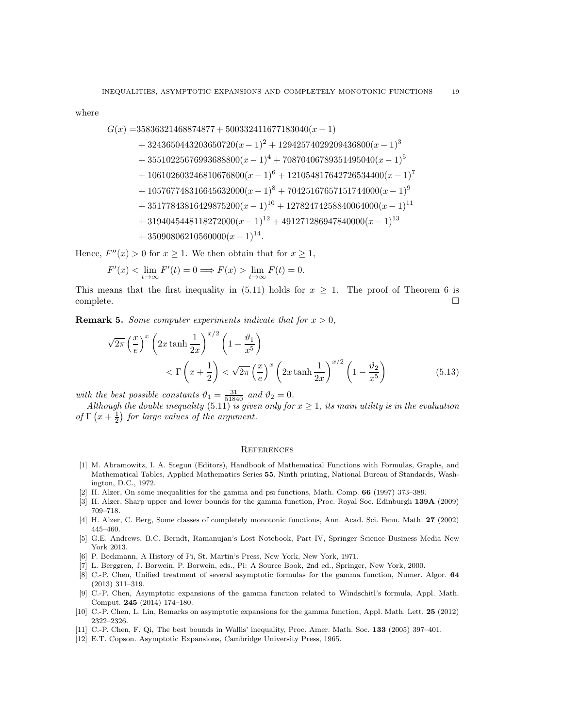where

$$
\begin{aligned}
G(x) =& 35836321468874877 + 500332411677183040(x-1) \\
&+ 3243650443203650720(x-1)^2 + 12942574029209436800(x-1)^3 \\
&+ 35510225676993688800(x-1)^4 + 70870406789351495040(x-1)^5 \\
&+ 106102603246810676800(x-1)^6 + 121054817642726534400(x-1)^7 \\
&+ 105767748316645632000(x-1)^8 + 70425167657151744000(x-1)^9 \\
&+ 35177843816429875200(x-1)^{10} + 12782474258840064000(x-1)^{11} \\
&+ 3194045448118272000(x-1)^{12} + 491271286947840000(x-1)^{13} \\
&+ 35090806210560000(x-1)^{14}.
\end{aligned}
$$

Hence, $F''(x) > 0$ for $x \geq 1$. We then obtain that for $x \geq 1$,

$$
F'(x) < \lim_{t\to\infty} F'(t) = 0 \Longrightarrow F(x) > \lim_{t\to\infty} F(t) = 0.
$$

This means that the first inequality in (5.11) holds for $x \geq 1$. The proof of Theorem 6 is complete. □

**Remark 5.** *Some computer experiments indicate that for $x > 0$,*

$$
\begin{aligned}
\sqrt{2\pi}\left(\frac{x}{e}\right)^x &\left(2x\tanh\frac{1}{2x}\right)^{x/2}\left(1-\frac{\vartheta_1}{x^5}\right) \\
&< \Gamma\left(x+\frac{1}{2}\right) < \sqrt{2\pi}\left(\frac{x}{e}\right)^x\left(2x\tanh\frac{1}{2x}\right)^{x/2}\left(1-\frac{\vartheta_2}{x^5}\right)
\end{aligned}
\tag{5.13}
$$

*with the best possible constants $\vartheta_1 = \frac{31}{51840}$ and $\vartheta_2 = 0$.*

*Although the double inequality (5.11) is given only for $x \geq 1$, its main utility is in the evaluation of $\Gamma\left(x+\frac{1}{2}\right)$ for large values of the argument.*

## References

[1] M. Abramowitz, I. A. Stegun (Editors), Handbook of Mathematical Functions with Formulas, Graphs, and Mathematical Tables, Applied Mathematics Series **55**, Ninth printing, National Bureau of Standards, Washington, D.C., 1972.

[2] H. Alzer, On some inequalities for the gamma and psi functions, Math. Comp. **66** (1997) 373–389.

[3] H. Alzer, Sharp upper and lower bounds for the gamma function, Proc. Royal Soc. Edinburgh **139A** (2009) 709–718.

[4] H. Alzer, C. Berg, Some classes of completely monotonic functions, Ann. Acad. Sci. Fenn. Math. **27** (2002) 445–460.

[5] G.E. Andrews, B.C. Berndt, Ramanujan's Lost Notebook, Part IV, Springer Science Business Media New York 2013.

[6] P. Beckmann, A History of Pi, St. Martin's Press, New York, New York, 1971.

[7] L. Berggren, J. Borwein, P. Borwein, eds., Pi: A Source Book, 2nd ed., Springer, New York, 2000.

[8] C.-P. Chen, Unified treatment of several asymptotic formulas for the gamma function, Numer. Algor. **64** (2013) 311–319.

[9] C.-P. Chen, Asymptotic expansions of the gamma function related to Windschitl's formula, Appl. Math. Comput. **245** (2014) 174–180.

[10] C.-P. Chen, L. Lin, Remarks on asymptotic expansions for the gamma function, Appl. Math. Lett. **25** (2012) 2322–2326.

[11] C.-P. Chen, F. Qi, The best bounds in Wallis' inequality, Proc. Amer. Math. Soc. **133** (2005) 397–401.

[12] E.T. Copson. Asymptotic Expansions, Cambridge University Press, 1965.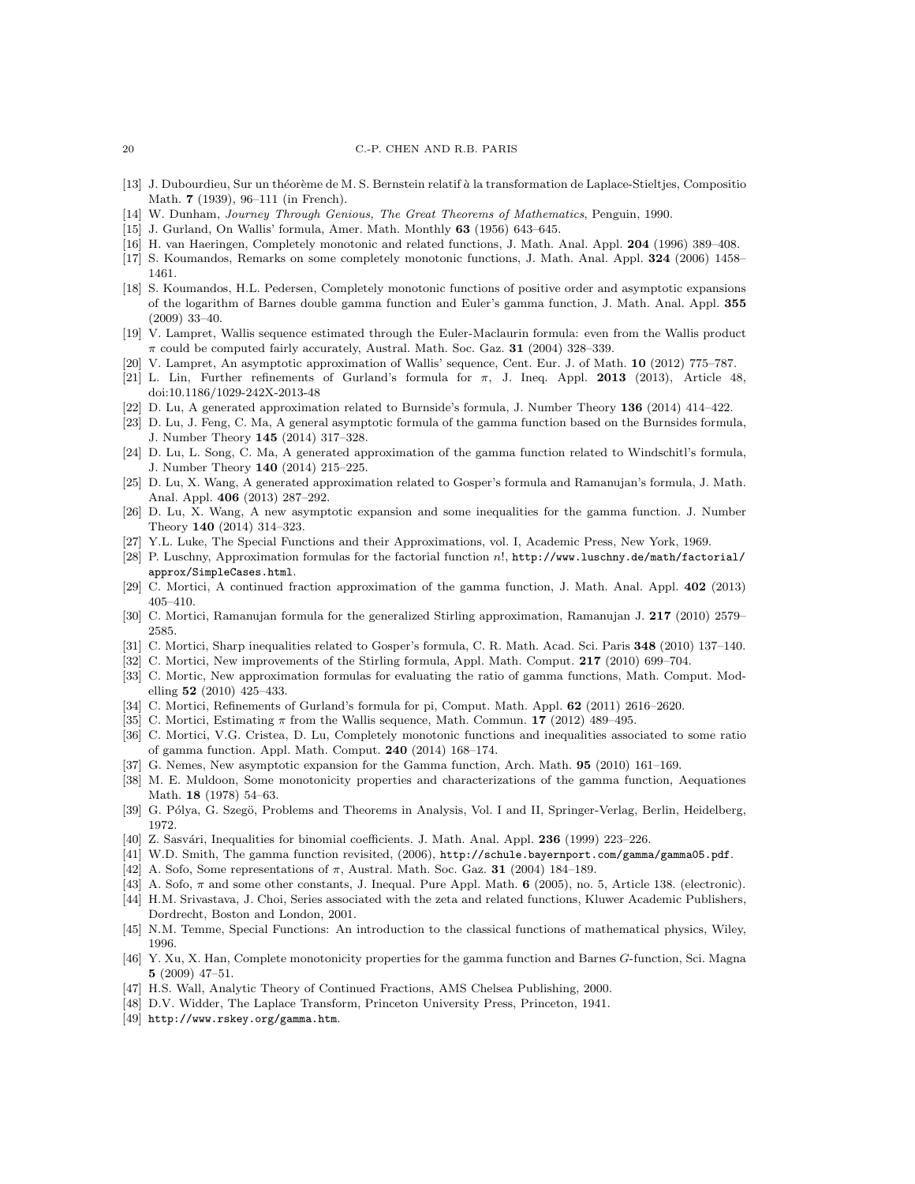[13] J. Dubourdieu, Sur un théorème de M. S. Bernstein relatif à la transformation de Laplace-Stieltjes, Compositio Math. **7** (1939), 96–111 (in French).

[14] W. Dunham, *Journey Through Genious, The Great Theorems of Mathematics*, Penguin, 1990.

[15] J. Gurland, On Wallis' formula, Amer. Math. Monthly **63** (1956) 643–645.

[16] H. van Haeringen, Completely monotonic and related functions, J. Math. Anal. Appl. **204** (1996) 389–408.

[17] S. Koumandos, Remarks on some completely monotonic functions, J. Math. Anal. Appl. **324** (2006) 1458–1461.

[18] S. Koumandos, H.L. Pedersen, Completely monotonic functions of positive order and asymptotic expansions of the logarithm of Barnes double gamma function and Euler's gamma function, J. Math. Anal. Appl. **355** (2009) 33–40.

[19] V. Lampret, Wallis sequence estimated through the Euler-Maclaurin formula: even from the Wallis product $\pi$ could be computed fairly accurately, Austral. Math. Soc. Gaz. **31** (2004) 328–339.

[20] V. Lampret, An asymptotic approximation of Wallis' sequence, Cent. Eur. J. of Math. **10** (2012) 775–787.

[21] L. Lin, Further refinements of Gurland's formula for $\pi$, J. Ineq. Appl. **2013** (2013), Article 48, doi:10.1186/1029-242X-2013-48

[22] D. Lu, A generated approximation related to Burnside's formula, J. Number Theory **136** (2014) 414–422.

[23] D. Lu, J. Feng, C. Ma, A general asymptotic formula of the gamma function based on the Burnsides formula, J. Number Theory **145** (2014) 317–328.

[24] D. Lu, L. Song, C. Ma, A generated approximation of the gamma function related to Windschitl's formula, J. Number Theory **140** (2014) 215–225.

[25] D. Lu, X. Wang, A generated approximation related to Gosper's formula and Ramanujan's formula, J. Math. Anal. Appl. **406** (2013) 287–292.

[26] D. Lu, X. Wang, A new asymptotic expansion and some inequalities for the gamma function. J. Number Theory **140** (2014) 314–323.

[27] Y.L. Luke, The Special Functions and their Approximations, vol. I, Academic Press, New York, 1969.

[28] P. Luschny, Approximation formulas for the factorial function $n!$, `http://www.luschny.de/math/factorial/approx/SimpleCases.html`.

[29] C. Mortici, A continued fraction approximation of the gamma function, J. Math. Anal. Appl. **402** (2013) 405–410.

[30] C. Mortici, Ramanujan formula for the generalized Stirling approximation, Ramanujan J. **217** (2010) 2579–2585.

[31] C. Mortici, Sharp inequalities related to Gosper's formula, C. R. Math. Acad. Sci. Paris **348** (2010) 137–140.

[32] C. Mortici, New improvements of the Stirling formula, Appl. Math. Comput. **217** (2010) 699–704.

[33] C. Mortic, New approximation formulas for evaluating the ratio of gamma functions, Math. Comput. Modelling **52** (2010) 425–433.

[34] C. Mortici, Refinements of Gurland's formula for pi, Comput. Math. Appl. **62** (2011) 2616–2620.

[35] C. Mortici, Estimating $\pi$ from the Wallis sequence, Math. Commun. **17** (2012) 489–495.

[36] C. Mortici, V.G. Cristea, D. Lu, Completely monotonic functions and inequalities associated to some ratio of gamma function. Appl. Math. Comput. **240** (2014) 168–174.

[37] G. Nemes, New asymptotic expansion for the Gamma function, Arch. Math. **95** (2010) 161–169.

[38] M. E. Muldoon, Some monotonicity properties and characterizations of the gamma function, Aequationes Math. **18** (1978) 54–63.

[39] G. Pólya, G. Szegö, Problems and Theorems in Analysis, Vol. I and II, Springer-Verlag, Berlin, Heidelberg, 1972.

[40] Z. Sasvári, Inequalities for binomial coefficients. J. Math. Anal. Appl. **236** (1999) 223–226.

[41] W.D. Smith, The gamma function revisited, (2006), `http://schule.bayernport.com/gamma/gamma05.pdf`.

[42] A. Sofo, Some representations of $\pi$, Austral. Math. Soc. Gaz. **31** (2004) 184–189.

[43] A. Sofo, $\pi$ and some other constants, J. Inequal. Pure Appl. Math. **6** (2005), no. 5, Article 138. (electronic).

[44] H.M. Srivastava, J. Choi, Series associated with the zeta and related functions, Kluwer Academic Publishers, Dordrecht, Boston and London, 2001.

[45] N.M. Temme, Special Functions: An introduction to the classical functions of mathematical physics, Wiley, 1996.

[46] Y. Xu, X. Han, Complete monotonicity properties for the gamma function and Barnes $G$-function, Sci. Magna **5** (2009) 47–51.

[47] H.S. Wall, Analytic Theory of Continued Fractions, AMS Chelsea Publishing, 2000.

[48] D.V. Widder, The Laplace Transform, Princeton University Press, Princeton, 1941.

[49] `http://www.rskey.org/gamma.htm`.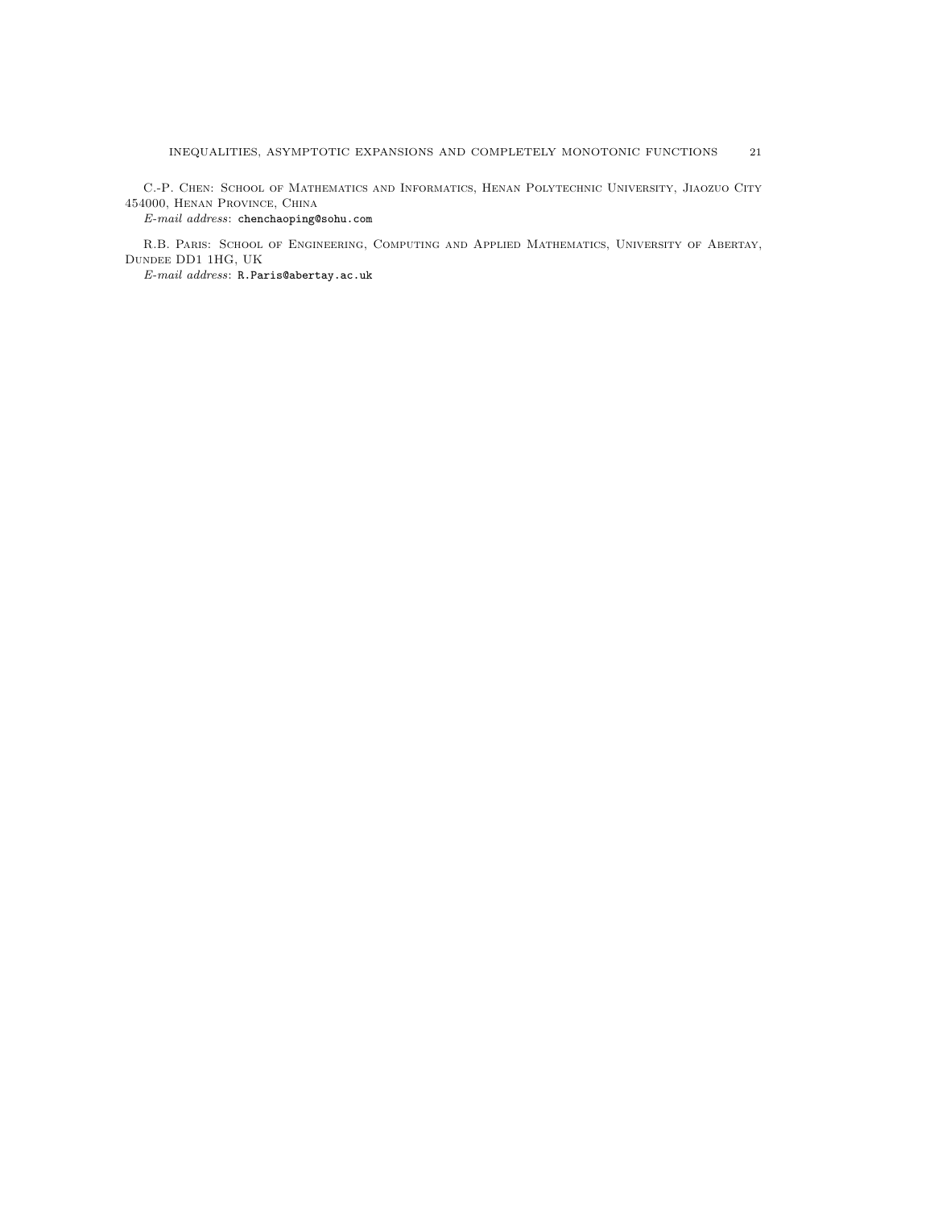C.-P. Chen: School of Mathematics and Informatics, Henan Polytechnic University, Jiaozuo City 454000, Henan Province, China

*E-mail address*: chenchaoping@sohu.com

R.B. Paris: School of Engineering, Computing and Applied Mathematics, University of Abertay, Dundee DD1 1HG, UK

*E-mail address*: R.Paris@abertay.ac.uk